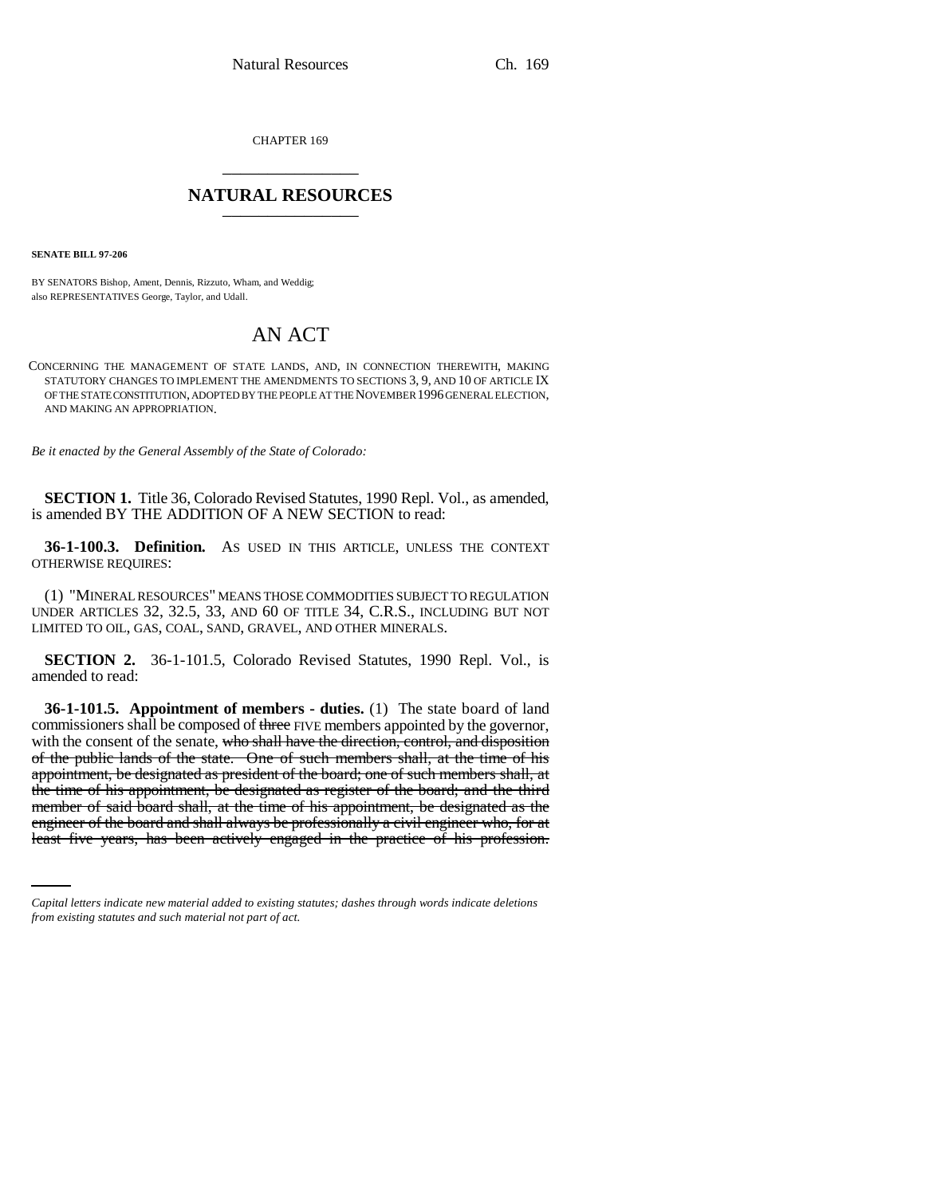CHAPTER 169

## NATURAL RESOURCES

**SENATE BILL 97-206**

BY SENATORS Bishop, Ament, Dennis, Rizzuto, Wham, and Weddig;
also REPRESENTATIVES George, Taylor, and Udall.

# AN ACT

CONCERNING THE MANAGEMENT OF STATE LANDS, AND, IN CONNECTION THEREWITH, MAKING STATUTORY CHANGES TO IMPLEMENT THE AMENDMENTS TO SECTIONS 3, 9, AND 10 OF ARTICLE IX OF THE STATE CONSTITUTION, ADOPTED BY THE PEOPLE AT THE NOVEMBER 1996 GENERAL ELECTION, AND MAKING AN APPROPRIATION.

*Be it enacted by the General Assembly of the State of Colorado:*

**SECTION 1.** Title 36, Colorado Revised Statutes, 1990 Repl. Vol., as amended, is amended BY THE ADDITION OF A NEW SECTION to read:

**36-1-100.3. Definition.** AS USED IN THIS ARTICLE, UNLESS THE CONTEXT OTHERWISE REQUIRES:

(1) "MINERAL RESOURCES" MEANS THOSE COMMODITIES SUBJECT TO REGULATION UNDER ARTICLES 32, 32.5, 33, AND 60 OF TITLE 34, C.R.S., INCLUDING BUT NOT LIMITED TO OIL, GAS, COAL, SAND, GRAVEL, AND OTHER MINERALS.

**SECTION 2.** 36-1-101.5, Colorado Revised Statutes, 1990 Repl. Vol., is amended to read:

**36-1-101.5. Appointment of members - duties.** (1) The state board of land commissioners shall be composed of ~~three~~ FIVE members appointed by the governor, with the consent of the senate, ~~who shall have the direction, control, and disposition of the public lands of the state. One of such members shall, at the time of his appointment, be designated as president of the board; one of such members shall, at the time of his appointment, be designated as register of the board; and the third member of said board shall, at the time of his appointment, be designated as the engineer of the board and shall always be professionally a civil engineer who, for at least five years, has been actively engaged in the practice of his profession.~~

*Capital letters indicate new material added to existing statutes; dashes through words indicate deletions from existing statutes and such material not part of act.*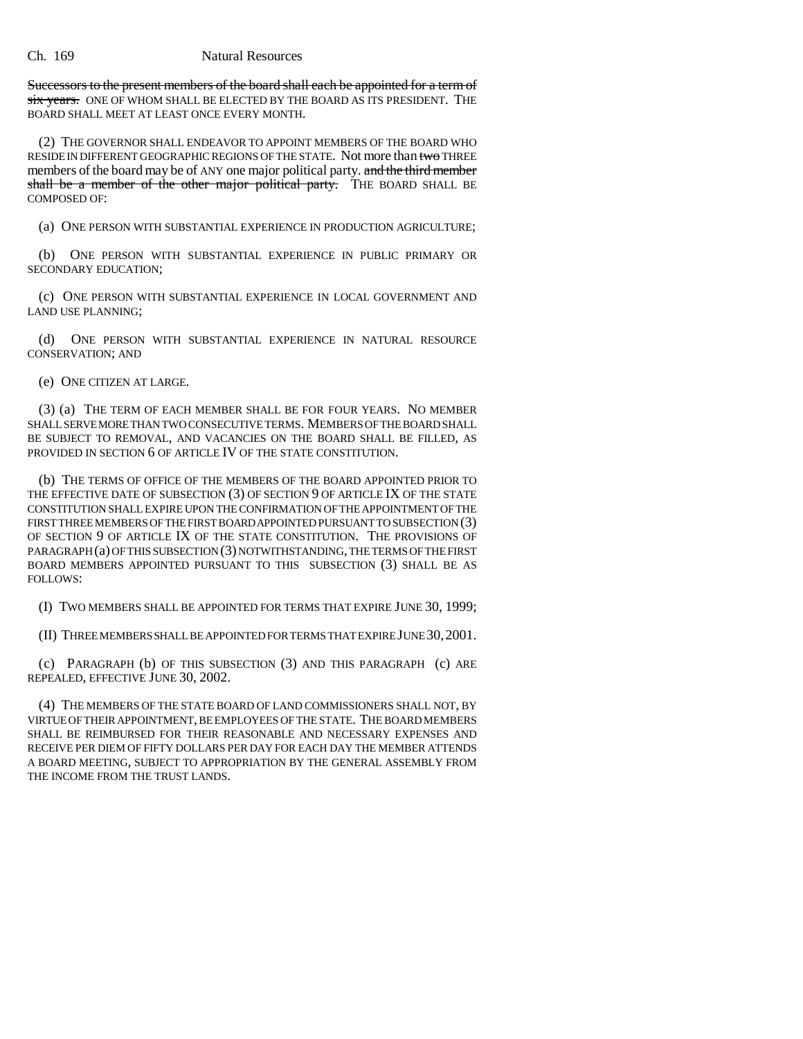~~Successors to the present members of the board shall each be appointed for a term of six years.~~ ONE OF WHOM SHALL BE ELECTED BY THE BOARD AS ITS PRESIDENT. THE BOARD SHALL MEET AT LEAST ONCE EVERY MONTH.

(2) THE GOVERNOR SHALL ENDEAVOR TO APPOINT MEMBERS OF THE BOARD WHO RESIDE IN DIFFERENT GEOGRAPHIC REGIONS OF THE STATE. Not more than ~~two~~ THREE members of the board may be of ANY one major political party. ~~and the third member shall be a member of the other major political party.~~ THE BOARD SHALL BE COMPOSED OF:

(a) ONE PERSON WITH SUBSTANTIAL EXPERIENCE IN PRODUCTION AGRICULTURE;

(b) ONE PERSON WITH SUBSTANTIAL EXPERIENCE IN PUBLIC PRIMARY OR SECONDARY EDUCATION;

(c) ONE PERSON WITH SUBSTANTIAL EXPERIENCE IN LOCAL GOVERNMENT AND LAND USE PLANNING;

(d) ONE PERSON WITH SUBSTANTIAL EXPERIENCE IN NATURAL RESOURCE CONSERVATION; AND

(e) ONE CITIZEN AT LARGE.

(3) (a) THE TERM OF EACH MEMBER SHALL BE FOR FOUR YEARS. NO MEMBER SHALL SERVE MORE THAN TWO CONSECUTIVE TERMS. MEMBERS OF THE BOARD SHALL BE SUBJECT TO REMOVAL, AND VACANCIES ON THE BOARD SHALL BE FILLED, AS PROVIDED IN SECTION 6 OF ARTICLE IV OF THE STATE CONSTITUTION.

(b) THE TERMS OF OFFICE OF THE MEMBERS OF THE BOARD APPOINTED PRIOR TO THE EFFECTIVE DATE OF SUBSECTION (3) OF SECTION 9 OF ARTICLE IX OF THE STATE CONSTITUTION SHALL EXPIRE UPON THE CONFIRMATION OF THE APPOINTMENT OF THE FIRST THREE MEMBERS OF THE FIRST BOARD APPOINTED PURSUANT TO SUBSECTION (3) OF SECTION 9 OF ARTICLE IX OF THE STATE CONSTITUTION. THE PROVISIONS OF PARAGRAPH (a) OF THIS SUBSECTION (3) NOTWITHSTANDING, THE TERMS OF THE FIRST BOARD MEMBERS APPOINTED PURSUANT TO THIS SUBSECTION (3) SHALL BE AS FOLLOWS:

(I) TWO MEMBERS SHALL BE APPOINTED FOR TERMS THAT EXPIRE JUNE 30, 1999;

(II) THREE MEMBERS SHALL BE APPOINTED FOR TERMS THAT EXPIRE JUNE 30, 2001.

(c) PARAGRAPH (b) OF THIS SUBSECTION (3) AND THIS PARAGRAPH (c) ARE REPEALED, EFFECTIVE JUNE 30, 2002.

(4) THE MEMBERS OF THE STATE BOARD OF LAND COMMISSIONERS SHALL NOT, BY VIRTUE OF THEIR APPOINTMENT, BE EMPLOYEES OF THE STATE. THE BOARD MEMBERS SHALL BE REIMBURSED FOR THEIR REASONABLE AND NECESSARY EXPENSES AND RECEIVE PER DIEM OF FIFTY DOLLARS PER DAY FOR EACH DAY THE MEMBER ATTENDS A BOARD MEETING, SUBJECT TO APPROPRIATION BY THE GENERAL ASSEMBLY FROM THE INCOME FROM THE TRUST LANDS.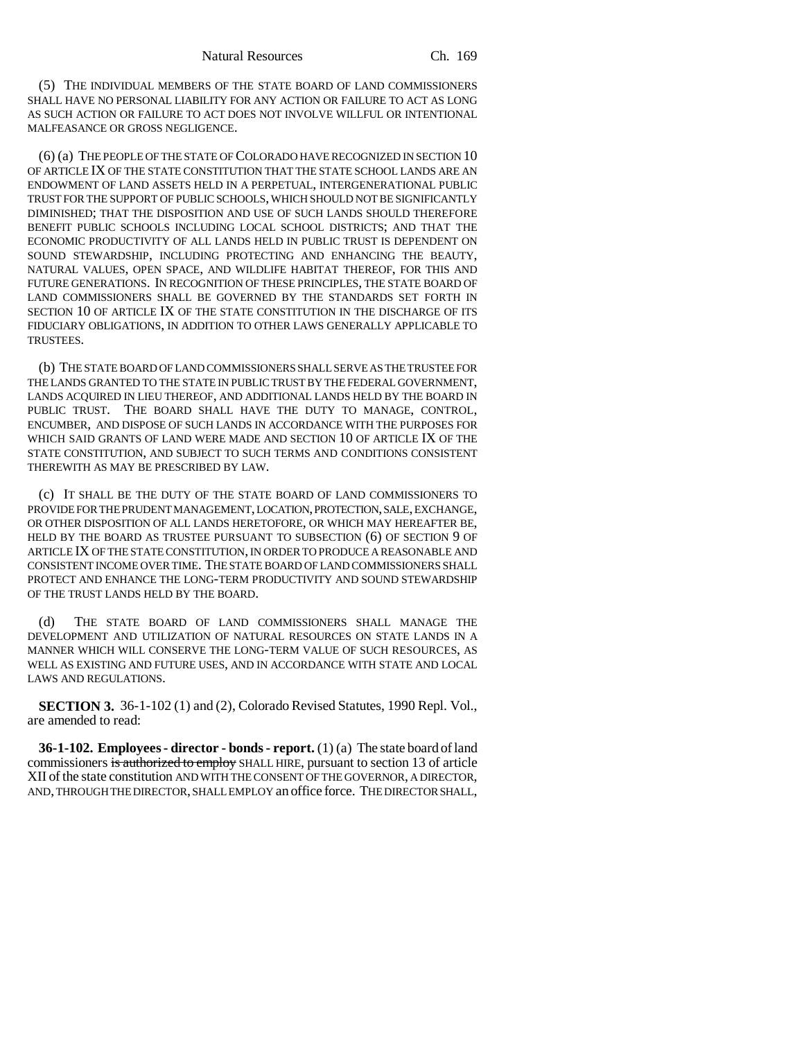(5) THE INDIVIDUAL MEMBERS OF THE STATE BOARD OF LAND COMMISSIONERS SHALL HAVE NO PERSONAL LIABILITY FOR ANY ACTION OR FAILURE TO ACT AS LONG AS SUCH ACTION OR FAILURE TO ACT DOES NOT INVOLVE WILLFUL OR INTENTIONAL MALFEASANCE OR GROSS NEGLIGENCE.

(6) (a) THE PEOPLE OF THE STATE OF COLORADO HAVE RECOGNIZED IN SECTION 10 OF ARTICLE IX OF THE STATE CONSTITUTION THAT THE STATE SCHOOL LANDS ARE AN ENDOWMENT OF LAND ASSETS HELD IN A PERPETUAL, INTERGENERATIONAL PUBLIC TRUST FOR THE SUPPORT OF PUBLIC SCHOOLS, WHICH SHOULD NOT BE SIGNIFICANTLY DIMINISHED; THAT THE DISPOSITION AND USE OF SUCH LANDS SHOULD THEREFORE BENEFIT PUBLIC SCHOOLS INCLUDING LOCAL SCHOOL DISTRICTS; AND THAT THE ECONOMIC PRODUCTIVITY OF ALL LANDS HELD IN PUBLIC TRUST IS DEPENDENT ON SOUND STEWARDSHIP, INCLUDING PROTECTING AND ENHANCING THE BEAUTY, NATURAL VALUES, OPEN SPACE, AND WILDLIFE HABITAT THEREOF, FOR THIS AND FUTURE GENERATIONS. IN RECOGNITION OF THESE PRINCIPLES, THE STATE BOARD OF LAND COMMISSIONERS SHALL BE GOVERNED BY THE STANDARDS SET FORTH IN SECTION 10 OF ARTICLE IX OF THE STATE CONSTITUTION IN THE DISCHARGE OF ITS FIDUCIARY OBLIGATIONS, IN ADDITION TO OTHER LAWS GENERALLY APPLICABLE TO TRUSTEES.

(b) THE STATE BOARD OF LAND COMMISSIONERS SHALL SERVE AS THE TRUSTEE FOR THE LANDS GRANTED TO THE STATE IN PUBLIC TRUST BY THE FEDERAL GOVERNMENT, LANDS ACQUIRED IN LIEU THEREOF, AND ADDITIONAL LANDS HELD BY THE BOARD IN PUBLIC TRUST. THE BOARD SHALL HAVE THE DUTY TO MANAGE, CONTROL, ENCUMBER, AND DISPOSE OF SUCH LANDS IN ACCORDANCE WITH THE PURPOSES FOR WHICH SAID GRANTS OF LAND WERE MADE AND SECTION 10 OF ARTICLE IX OF THE STATE CONSTITUTION, AND SUBJECT TO SUCH TERMS AND CONDITIONS CONSISTENT THEREWITH AS MAY BE PRESCRIBED BY LAW.

(c) IT SHALL BE THE DUTY OF THE STATE BOARD OF LAND COMMISSIONERS TO PROVIDE FOR THE PRUDENT MANAGEMENT, LOCATION, PROTECTION, SALE, EXCHANGE, OR OTHER DISPOSITION OF ALL LANDS HERETOFORE, OR WHICH MAY HEREAFTER BE, HELD BY THE BOARD AS TRUSTEE PURSUANT TO SUBSECTION (6) OF SECTION 9 OF ARTICLE IX OF THE STATE CONSTITUTION, IN ORDER TO PRODUCE A REASONABLE AND CONSISTENT INCOME OVER TIME. THE STATE BOARD OF LAND COMMISSIONERS SHALL PROTECT AND ENHANCE THE LONG-TERM PRODUCTIVITY AND SOUND STEWARDSHIP OF THE TRUST LANDS HELD BY THE BOARD.

(d) THE STATE BOARD OF LAND COMMISSIONERS SHALL MANAGE THE DEVELOPMENT AND UTILIZATION OF NATURAL RESOURCES ON STATE LANDS IN A MANNER WHICH WILL CONSERVE THE LONG-TERM VALUE OF SUCH RESOURCES, AS WELL AS EXISTING AND FUTURE USES, AND IN ACCORDANCE WITH STATE AND LOCAL LAWS AND REGULATIONS.

**SECTION 3.** 36-1-102 (1) and (2), Colorado Revised Statutes, 1990 Repl. Vol., are amended to read:

**36-1-102. Employees - director - bonds - report.** (1) (a) The state board of land commissioners ~~is authorized to employ~~ SHALL HIRE, pursuant to section 13 of article XII of the state constitution AND WITH THE CONSENT OF THE GOVERNOR, A DIRECTOR, AND, THROUGH THE DIRECTOR, SHALL EMPLOY an office force. THE DIRECTOR SHALL,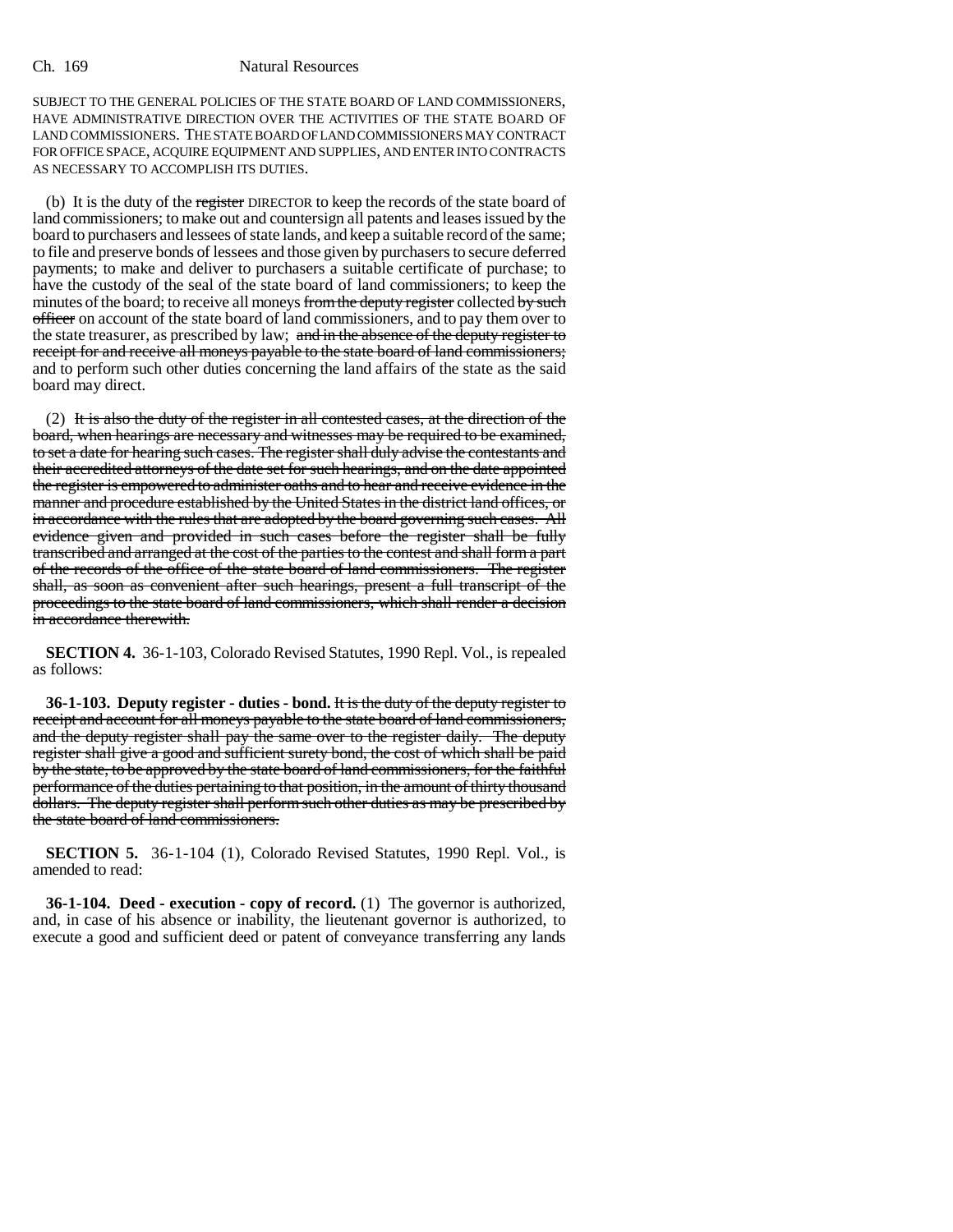SUBJECT TO THE GENERAL POLICIES OF THE STATE BOARD OF LAND COMMISSIONERS, HAVE ADMINISTRATIVE DIRECTION OVER THE ACTIVITIES OF THE STATE BOARD OF LAND COMMISSIONERS. THE STATE BOARD OF LAND COMMISSIONERS MAY CONTRACT FOR OFFICE SPACE, ACQUIRE EQUIPMENT AND SUPPLIES, AND ENTER INTO CONTRACTS AS NECESSARY TO ACCOMPLISH ITS DUTIES.

(b) It is the duty of the ~~register~~ DIRECTOR to keep the records of the state board of land commissioners; to make out and countersign all patents and leases issued by the board to purchasers and lessees of state lands, and keep a suitable record of the same; to file and preserve bonds of lessees and those given by purchasers to secure deferred payments; to make and deliver to purchasers a suitable certificate of purchase; to have the custody of the seal of the state board of land commissioners; to keep the minutes of the board; to receive all moneys ~~from the deputy register~~ collected ~~by such officer~~ on account of the state board of land commissioners, and to pay them over to the state treasurer, as prescribed by law; ~~and in the absence of the deputy register to receipt for and receive all moneys payable to the state board of land commissioners;~~ and to perform such other duties concerning the land affairs of the state as the said board may direct.

(2) ~~It is also the duty of the register in all contested cases, at the direction of the board, when hearings are necessary and witnesses may be required to be examined, to set a date for hearing such cases. The register shall duly advise the contestants and their accredited attorneys of the date set for such hearings, and on the date appointed the register is empowered to administer oaths and to hear and receive evidence in the manner and procedure established by the United States in the district land offices, or in accordance with the rules that are adopted by the board governing such cases. All evidence given and provided in such cases before the register shall be fully transcribed and arranged at the cost of the parties to the contest and shall form a part of the records of the office of the state board of land commissioners. The register shall, as soon as convenient after such hearings, present a full transcript of the proceedings to the state board of land commissioners, which shall render a decision in accordance therewith.~~

**SECTION 4.** 36-1-103, Colorado Revised Statutes, 1990 Repl. Vol., is repealed as follows:

**36-1-103. Deputy register - duties - bond.** ~~It is the duty of the deputy register to receipt and account for all moneys payable to the state board of land commissioners, and the deputy register shall pay the same over to the register daily. The deputy register shall give a good and sufficient surety bond, the cost of which shall be paid by the state, to be approved by the state board of land commissioners, for the faithful performance of the duties pertaining to that position, in the amount of thirty thousand dollars. The deputy register shall perform such other duties as may be prescribed by the state board of land commissioners.~~

**SECTION 5.** 36-1-104 (1), Colorado Revised Statutes, 1990 Repl. Vol., is amended to read:

**36-1-104. Deed - execution - copy of record.** (1) The governor is authorized, and, in case of his absence or inability, the lieutenant governor is authorized, to execute a good and sufficient deed or patent of conveyance transferring any lands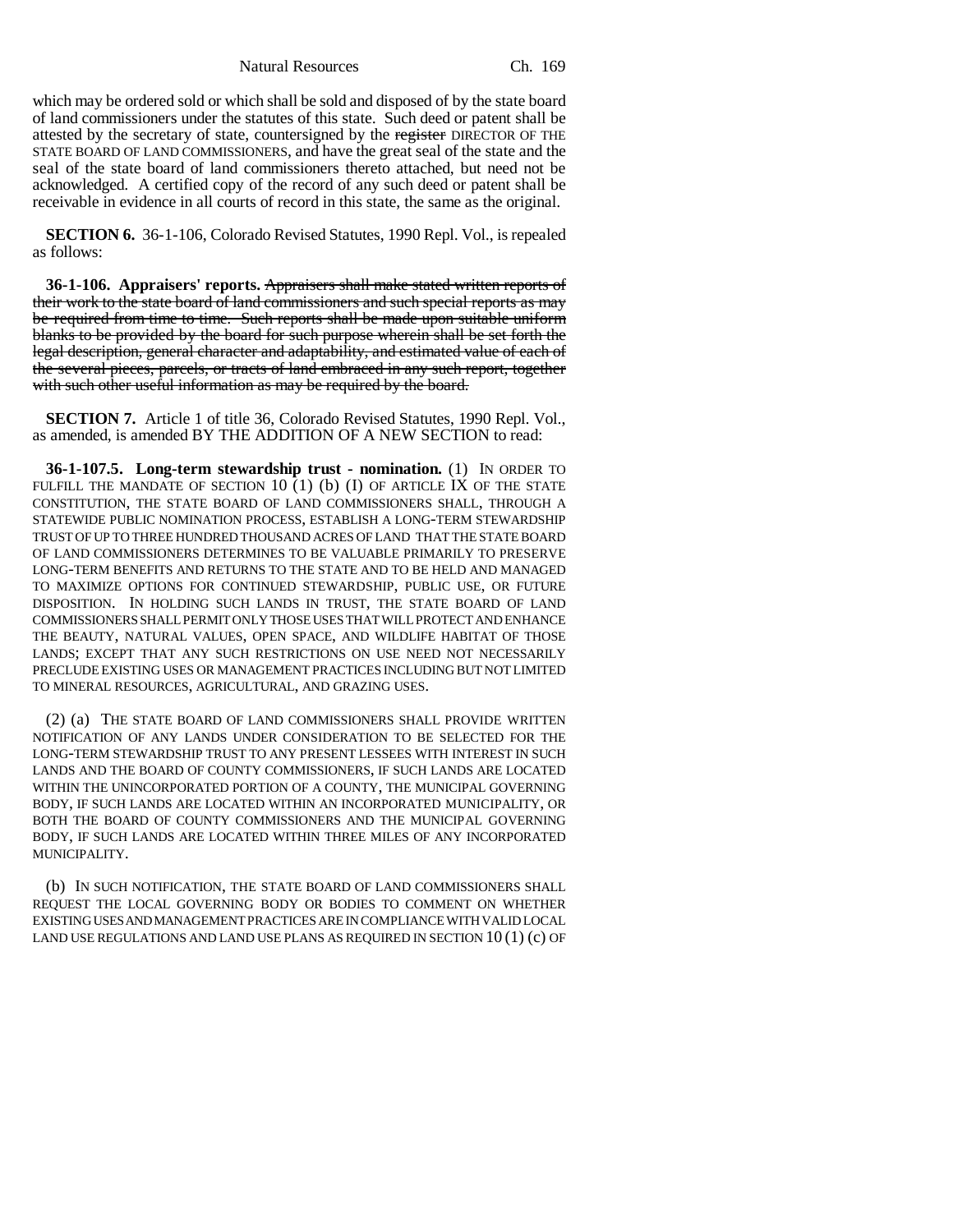which may be ordered sold or which shall be sold and disposed of by the state board of land commissioners under the statutes of this state. Such deed or patent shall be attested by the secretary of state, countersigned by the ~~register~~ DIRECTOR OF THE STATE BOARD OF LAND COMMISSIONERS, and have the great seal of the state and the seal of the state board of land commissioners thereto attached, but need not be acknowledged. A certified copy of the record of any such deed or patent shall be receivable in evidence in all courts of record in this state, the same as the original.

**SECTION 6.** 36-1-106, Colorado Revised Statutes, 1990 Repl. Vol., is repealed as follows:

**36-1-106. Appraisers' reports.** ~~Appraisers shall make stated written reports of their work to the state board of land commissioners and such special reports as may be required from time to time. Such reports shall be made upon suitable uniform blanks to be provided by the board for such purpose wherein shall be set forth the legal description, general character and adaptability, and estimated value of each of the several pieces, parcels, or tracts of land embraced in any such report, together with such other useful information as may be required by the board.~~

**SECTION 7.** Article 1 of title 36, Colorado Revised Statutes, 1990 Repl. Vol., as amended, is amended BY THE ADDITION OF A NEW SECTION to read:

**36-1-107.5. Long-term stewardship trust - nomination.** (1) IN ORDER TO FULFILL THE MANDATE OF SECTION 10 (1) (b) (I) OF ARTICLE IX OF THE STATE CONSTITUTION, THE STATE BOARD OF LAND COMMISSIONERS SHALL, THROUGH A STATEWIDE PUBLIC NOMINATION PROCESS, ESTABLISH A LONG-TERM STEWARDSHIP TRUST OF UP TO THREE HUNDRED THOUSAND ACRES OF LAND THAT THE STATE BOARD OF LAND COMMISSIONERS DETERMINES TO BE VALUABLE PRIMARILY TO PRESERVE LONG-TERM BENEFITS AND RETURNS TO THE STATE AND TO BE HELD AND MANAGED TO MAXIMIZE OPTIONS FOR CONTINUED STEWARDSHIP, PUBLIC USE, OR FUTURE DISPOSITION. IN HOLDING SUCH LANDS IN TRUST, THE STATE BOARD OF LAND COMMISSIONERS SHALL PERMIT ONLY THOSE USES THAT WILL PROTECT AND ENHANCE THE BEAUTY, NATURAL VALUES, OPEN SPACE, AND WILDLIFE HABITAT OF THOSE LANDS; EXCEPT THAT ANY SUCH RESTRICTIONS ON USE NEED NOT NECESSARILY PRECLUDE EXISTING USES OR MANAGEMENT PRACTICES INCLUDING BUT NOT LIMITED TO MINERAL RESOURCES, AGRICULTURAL, AND GRAZING USES.

(2) (a) THE STATE BOARD OF LAND COMMISSIONERS SHALL PROVIDE WRITTEN NOTIFICATION OF ANY LANDS UNDER CONSIDERATION TO BE SELECTED FOR THE LONG-TERM STEWARDSHIP TRUST TO ANY PRESENT LESSEES WITH INTEREST IN SUCH LANDS AND THE BOARD OF COUNTY COMMISSIONERS, IF SUCH LANDS ARE LOCATED WITHIN THE UNINCORPORATED PORTION OF A COUNTY, THE MUNICIPAL GOVERNING BODY, IF SUCH LANDS ARE LOCATED WITHIN AN INCORPORATED MUNICIPALITY, OR BOTH THE BOARD OF COUNTY COMMISSIONERS AND THE MUNICIPAL GOVERNING BODY, IF SUCH LANDS ARE LOCATED WITHIN THREE MILES OF ANY INCORPORATED MUNICIPALITY.

(b) IN SUCH NOTIFICATION, THE STATE BOARD OF LAND COMMISSIONERS SHALL REQUEST THE LOCAL GOVERNING BODY OR BODIES TO COMMENT ON WHETHER EXISTING USES AND MANAGEMENT PRACTICES ARE IN COMPLIANCE WITH VALID LOCAL LAND USE REGULATIONS AND LAND USE PLANS AS REQUIRED IN SECTION 10 (1) (c) OF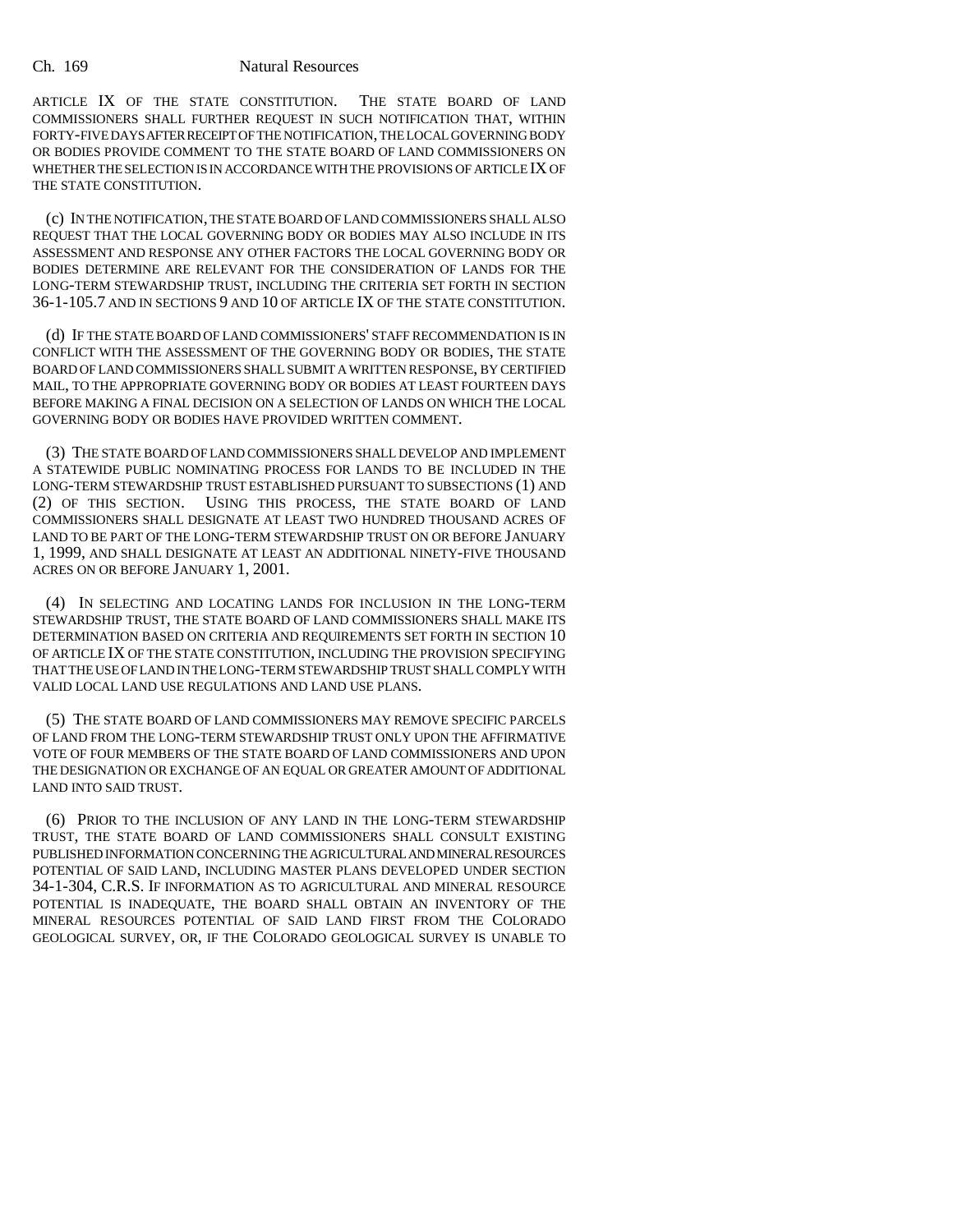ARTICLE IX OF THE STATE CONSTITUTION. THE STATE BOARD OF LAND COMMISSIONERS SHALL FURTHER REQUEST IN SUCH NOTIFICATION THAT, WITHIN FORTY-FIVE DAYS AFTER RECEIPT OF THE NOTIFICATION, THE LOCAL GOVERNING BODY OR BODIES PROVIDE COMMENT TO THE STATE BOARD OF LAND COMMISSIONERS ON WHETHER THE SELECTION IS IN ACCORDANCE WITH THE PROVISIONS OF ARTICLE IX OF THE STATE CONSTITUTION.

(c) IN THE NOTIFICATION, THE STATE BOARD OF LAND COMMISSIONERS SHALL ALSO REQUEST THAT THE LOCAL GOVERNING BODY OR BODIES MAY ALSO INCLUDE IN ITS ASSESSMENT AND RESPONSE ANY OTHER FACTORS THE LOCAL GOVERNING BODY OR BODIES DETERMINE ARE RELEVANT FOR THE CONSIDERATION OF LANDS FOR THE LONG-TERM STEWARDSHIP TRUST, INCLUDING THE CRITERIA SET FORTH IN SECTION 36-1-105.7 AND IN SECTIONS 9 AND 10 OF ARTICLE IX OF THE STATE CONSTITUTION.

(d) IF THE STATE BOARD OF LAND COMMISSIONERS' STAFF RECOMMENDATION IS IN CONFLICT WITH THE ASSESSMENT OF THE GOVERNING BODY OR BODIES, THE STATE BOARD OF LAND COMMISSIONERS SHALL SUBMIT A WRITTEN RESPONSE, BY CERTIFIED MAIL, TO THE APPROPRIATE GOVERNING BODY OR BODIES AT LEAST FOURTEEN DAYS BEFORE MAKING A FINAL DECISION ON A SELECTION OF LANDS ON WHICH THE LOCAL GOVERNING BODY OR BODIES HAVE PROVIDED WRITTEN COMMENT.

(3) THE STATE BOARD OF LAND COMMISSIONERS SHALL DEVELOP AND IMPLEMENT A STATEWIDE PUBLIC NOMINATING PROCESS FOR LANDS TO BE INCLUDED IN THE LONG-TERM STEWARDSHIP TRUST ESTABLISHED PURSUANT TO SUBSECTIONS (1) AND (2) OF THIS SECTION. USING THIS PROCESS, THE STATE BOARD OF LAND COMMISSIONERS SHALL DESIGNATE AT LEAST TWO HUNDRED THOUSAND ACRES OF LAND TO BE PART OF THE LONG-TERM STEWARDSHIP TRUST ON OR BEFORE JANUARY 1, 1999, AND SHALL DESIGNATE AT LEAST AN ADDITIONAL NINETY-FIVE THOUSAND ACRES ON OR BEFORE JANUARY 1, 2001.

(4) IN SELECTING AND LOCATING LANDS FOR INCLUSION IN THE LONG-TERM STEWARDSHIP TRUST, THE STATE BOARD OF LAND COMMISSIONERS SHALL MAKE ITS DETERMINATION BASED ON CRITERIA AND REQUIREMENTS SET FORTH IN SECTION 10 OF ARTICLE IX OF THE STATE CONSTITUTION, INCLUDING THE PROVISION SPECIFYING THAT THE USE OF LAND IN THE LONG-TERM STEWARDSHIP TRUST SHALL COMPLY WITH VALID LOCAL LAND USE REGULATIONS AND LAND USE PLANS.

(5) THE STATE BOARD OF LAND COMMISSIONERS MAY REMOVE SPECIFIC PARCELS OF LAND FROM THE LONG-TERM STEWARDSHIP TRUST ONLY UPON THE AFFIRMATIVE VOTE OF FOUR MEMBERS OF THE STATE BOARD OF LAND COMMISSIONERS AND UPON THE DESIGNATION OR EXCHANGE OF AN EQUAL OR GREATER AMOUNT OF ADDITIONAL LAND INTO SAID TRUST.

(6) PRIOR TO THE INCLUSION OF ANY LAND IN THE LONG-TERM STEWARDSHIP TRUST, THE STATE BOARD OF LAND COMMISSIONERS SHALL CONSULT EXISTING PUBLISHED INFORMATION CONCERNING THE AGRICULTURAL AND MINERAL RESOURCES POTENTIAL OF SAID LAND, INCLUDING MASTER PLANS DEVELOPED UNDER SECTION 34-1-304, C.R.S. IF INFORMATION AS TO AGRICULTURAL AND MINERAL RESOURCE POTENTIAL IS INADEQUATE, THE BOARD SHALL OBTAIN AN INVENTORY OF THE MINERAL RESOURCES POTENTIAL OF SAID LAND FIRST FROM THE COLORADO GEOLOGICAL SURVEY, OR, IF THE COLORADO GEOLOGICAL SURVEY IS UNABLE TO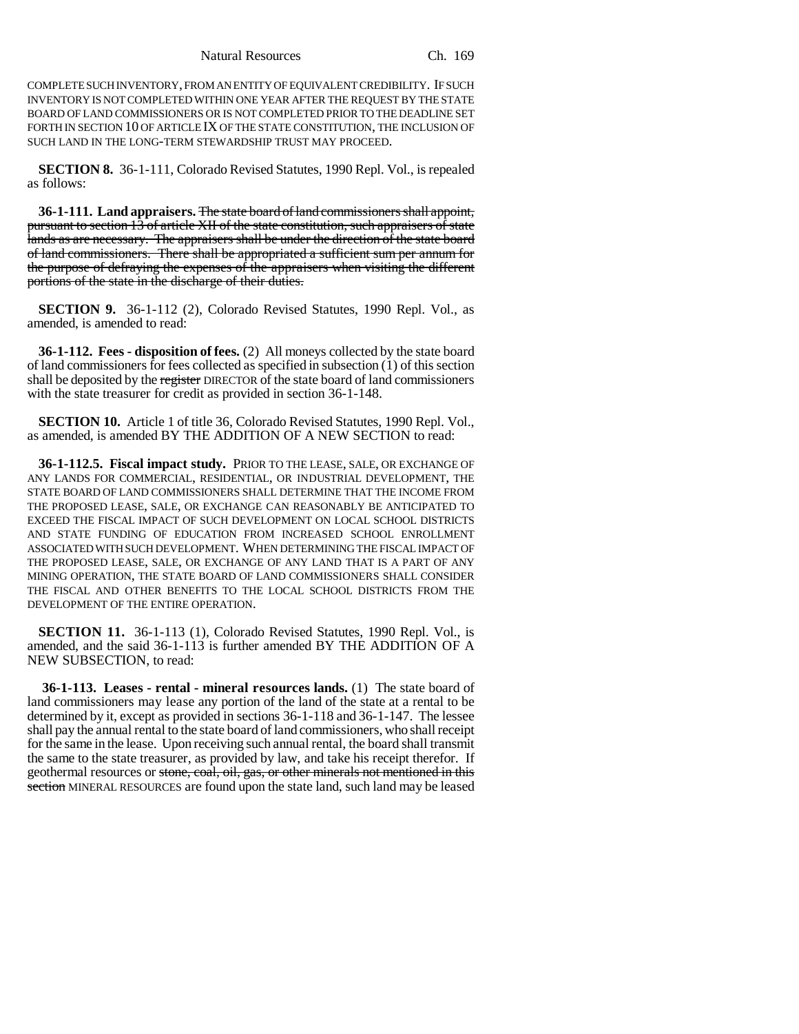COMPLETE SUCH INVENTORY, FROM AN ENTITY OF EQUIVALENT CREDIBILITY. IF SUCH INVENTORY IS NOT COMPLETED WITHIN ONE YEAR AFTER THE REQUEST BY THE STATE BOARD OF LAND COMMISSIONERS OR IS NOT COMPLETED PRIOR TO THE DEADLINE SET FORTH IN SECTION 10 OF ARTICLE IX OF THE STATE CONSTITUTION, THE INCLUSION OF SUCH LAND IN THE LONG-TERM STEWARDSHIP TRUST MAY PROCEED.

**SECTION 8.** 36-1-111, Colorado Revised Statutes, 1990 Repl. Vol., is repealed as follows:

**36-1-111. Land appraisers.** ~~The state board of land commissioners shall appoint, pursuant to section 13 of article XII of the state constitution, such appraisers of state lands as are necessary. The appraisers shall be under the direction of the state board of land commissioners. There shall be appropriated a sufficient sum per annum for the purpose of defraying the expenses of the appraisers when visiting the different portions of the state in the discharge of their duties.~~

**SECTION 9.** 36-1-112 (2), Colorado Revised Statutes, 1990 Repl. Vol., as amended, is amended to read:

**36-1-112. Fees - disposition of fees.** (2) All moneys collected by the state board of land commissioners for fees collected as specified in subsection (1) of this section shall be deposited by the ~~register~~ DIRECTOR of the state board of land commissioners with the state treasurer for credit as provided in section 36-1-148.

**SECTION 10.** Article 1 of title 36, Colorado Revised Statutes, 1990 Repl. Vol., as amended, is amended BY THE ADDITION OF A NEW SECTION to read:

**36-1-112.5. Fiscal impact study.** PRIOR TO THE LEASE, SALE, OR EXCHANGE OF ANY LANDS FOR COMMERCIAL, RESIDENTIAL, OR INDUSTRIAL DEVELOPMENT, THE STATE BOARD OF LAND COMMISSIONERS SHALL DETERMINE THAT THE INCOME FROM THE PROPOSED LEASE, SALE, OR EXCHANGE CAN REASONABLY BE ANTICIPATED TO EXCEED THE FISCAL IMPACT OF SUCH DEVELOPMENT ON LOCAL SCHOOL DISTRICTS AND STATE FUNDING OF EDUCATION FROM INCREASED SCHOOL ENROLLMENT ASSOCIATED WITH SUCH DEVELOPMENT. WHEN DETERMINING THE FISCAL IMPACT OF THE PROPOSED LEASE, SALE, OR EXCHANGE OF ANY LAND THAT IS A PART OF ANY MINING OPERATION, THE STATE BOARD OF LAND COMMISSIONERS SHALL CONSIDER THE FISCAL AND OTHER BENEFITS TO THE LOCAL SCHOOL DISTRICTS FROM THE DEVELOPMENT OF THE ENTIRE OPERATION.

**SECTION 11.** 36-1-113 (1), Colorado Revised Statutes, 1990 Repl. Vol., is amended, and the said 36-1-113 is further amended BY THE ADDITION OF A NEW SUBSECTION, to read:

**36-1-113. Leases - rental - mineral resources lands.** (1) The state board of land commissioners may lease any portion of the land of the state at a rental to be determined by it, except as provided in sections 36-1-118 and 36-1-147. The lessee shall pay the annual rental to the state board of land commissioners, who shall receipt for the same in the lease. Upon receiving such annual rental, the board shall transmit the same to the state treasurer, as provided by law, and take his receipt therefor. If geothermal resources or ~~stone, coal, oil, gas, or other minerals not mentioned in this section~~ MINERAL RESOURCES are found upon the state land, such land may be leased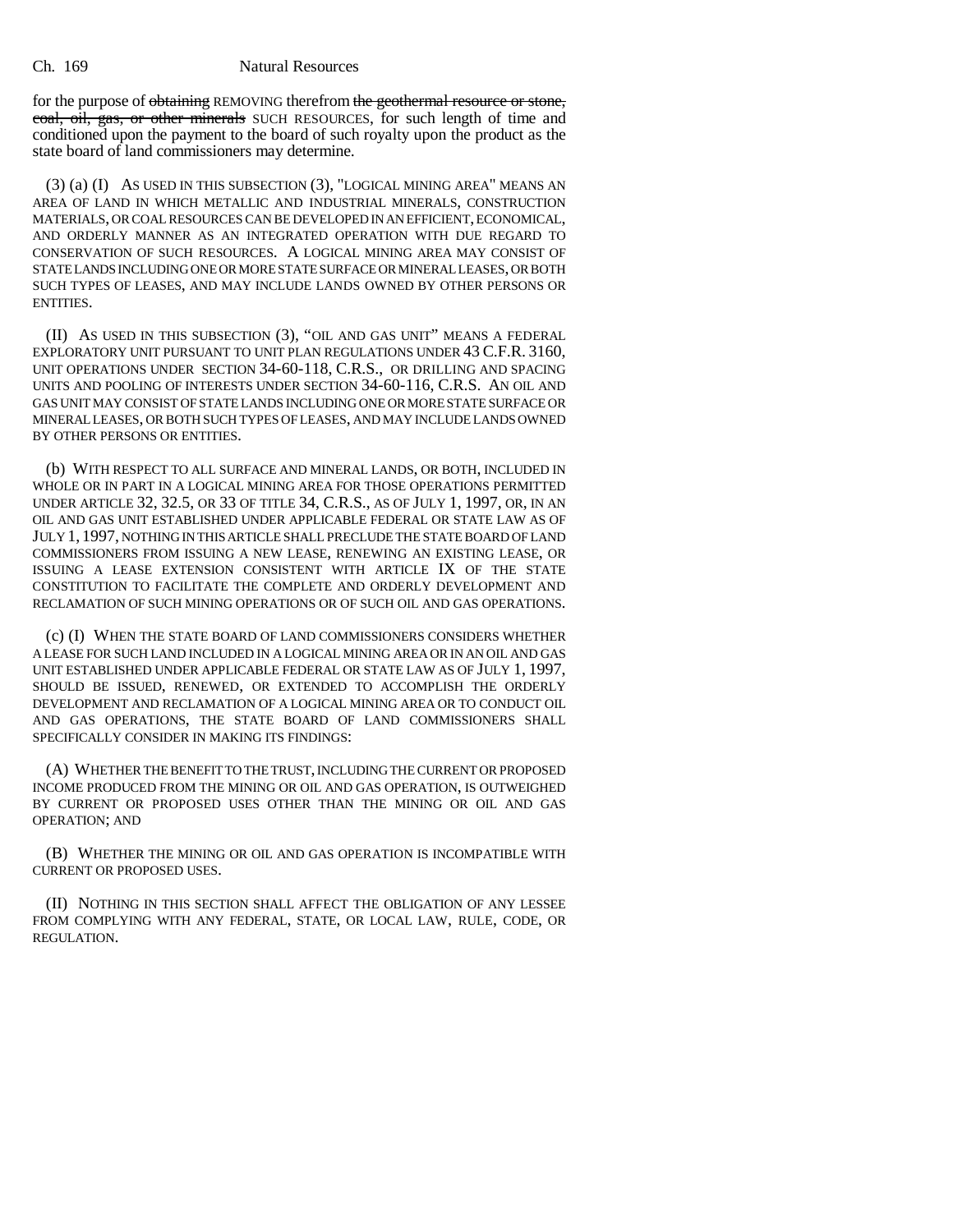for the purpose of ~~obtaining~~ REMOVING therefrom ~~the geothermal resource or stone, coal, oil, gas, or other minerals~~ SUCH RESOURCES, for such length of time and conditioned upon the payment to the board of such royalty upon the product as the state board of land commissioners may determine.

(3) (a) (I) AS USED IN THIS SUBSECTION (3), "LOGICAL MINING AREA" MEANS AN AREA OF LAND IN WHICH METALLIC AND INDUSTRIAL MINERALS, CONSTRUCTION MATERIALS, OR COAL RESOURCES CAN BE DEVELOPED IN AN EFFICIENT, ECONOMICAL, AND ORDERLY MANNER AS AN INTEGRATED OPERATION WITH DUE REGARD TO CONSERVATION OF SUCH RESOURCES. A LOGICAL MINING AREA MAY CONSIST OF STATE LANDS INCLUDING ONE OR MORE STATE SURFACE OR MINERAL LEASES, OR BOTH SUCH TYPES OF LEASES, AND MAY INCLUDE LANDS OWNED BY OTHER PERSONS OR ENTITIES.

(II) AS USED IN THIS SUBSECTION (3), "OIL AND GAS UNIT" MEANS A FEDERAL EXPLORATORY UNIT PURSUANT TO UNIT PLAN REGULATIONS UNDER 43 C.F.R. 3160, UNIT OPERATIONS UNDER SECTION 34-60-118, C.R.S., OR DRILLING AND SPACING UNITS AND POOLING OF INTERESTS UNDER SECTION 34-60-116, C.R.S. AN OIL AND GAS UNIT MAY CONSIST OF STATE LANDS INCLUDING ONE OR MORE STATE SURFACE OR MINERAL LEASES, OR BOTH SUCH TYPES OF LEASES, AND MAY INCLUDE LANDS OWNED BY OTHER PERSONS OR ENTITIES.

(b) WITH RESPECT TO ALL SURFACE AND MINERAL LANDS, OR BOTH, INCLUDED IN WHOLE OR IN PART IN A LOGICAL MINING AREA FOR THOSE OPERATIONS PERMITTED UNDER ARTICLE 32, 32.5, OR 33 OF TITLE 34, C.R.S., AS OF JULY 1, 1997, OR, IN AN OIL AND GAS UNIT ESTABLISHED UNDER APPLICABLE FEDERAL OR STATE LAW AS OF JULY 1, 1997, NOTHING IN THIS ARTICLE SHALL PRECLUDE THE STATE BOARD OF LAND COMMISSIONERS FROM ISSUING A NEW LEASE, RENEWING AN EXISTING LEASE, OR ISSUING A LEASE EXTENSION CONSISTENT WITH ARTICLE IX OF THE STATE CONSTITUTION TO FACILITATE THE COMPLETE AND ORDERLY DEVELOPMENT AND RECLAMATION OF SUCH MINING OPERATIONS OR OF SUCH OIL AND GAS OPERATIONS.

(c) (I) WHEN THE STATE BOARD OF LAND COMMISSIONERS CONSIDERS WHETHER A LEASE FOR SUCH LAND INCLUDED IN A LOGICAL MINING AREA OR IN AN OIL AND GAS UNIT ESTABLISHED UNDER APPLICABLE FEDERAL OR STATE LAW AS OF JULY 1, 1997, SHOULD BE ISSUED, RENEWED, OR EXTENDED TO ACCOMPLISH THE ORDERLY DEVELOPMENT AND RECLAMATION OF A LOGICAL MINING AREA OR TO CONDUCT OIL AND GAS OPERATIONS, THE STATE BOARD OF LAND COMMISSIONERS SHALL SPECIFICALLY CONSIDER IN MAKING ITS FINDINGS:

(A) WHETHER THE BENEFIT TO THE TRUST, INCLUDING THE CURRENT OR PROPOSED INCOME PRODUCED FROM THE MINING OR OIL AND GAS OPERATION, IS OUTWEIGHED BY CURRENT OR PROPOSED USES OTHER THAN THE MINING OR OIL AND GAS OPERATION; AND

(B) WHETHER THE MINING OR OIL AND GAS OPERATION IS INCOMPATIBLE WITH CURRENT OR PROPOSED USES.

(II) NOTHING IN THIS SECTION SHALL AFFECT THE OBLIGATION OF ANY LESSEE FROM COMPLYING WITH ANY FEDERAL, STATE, OR LOCAL LAW, RULE, CODE, OR REGULATION.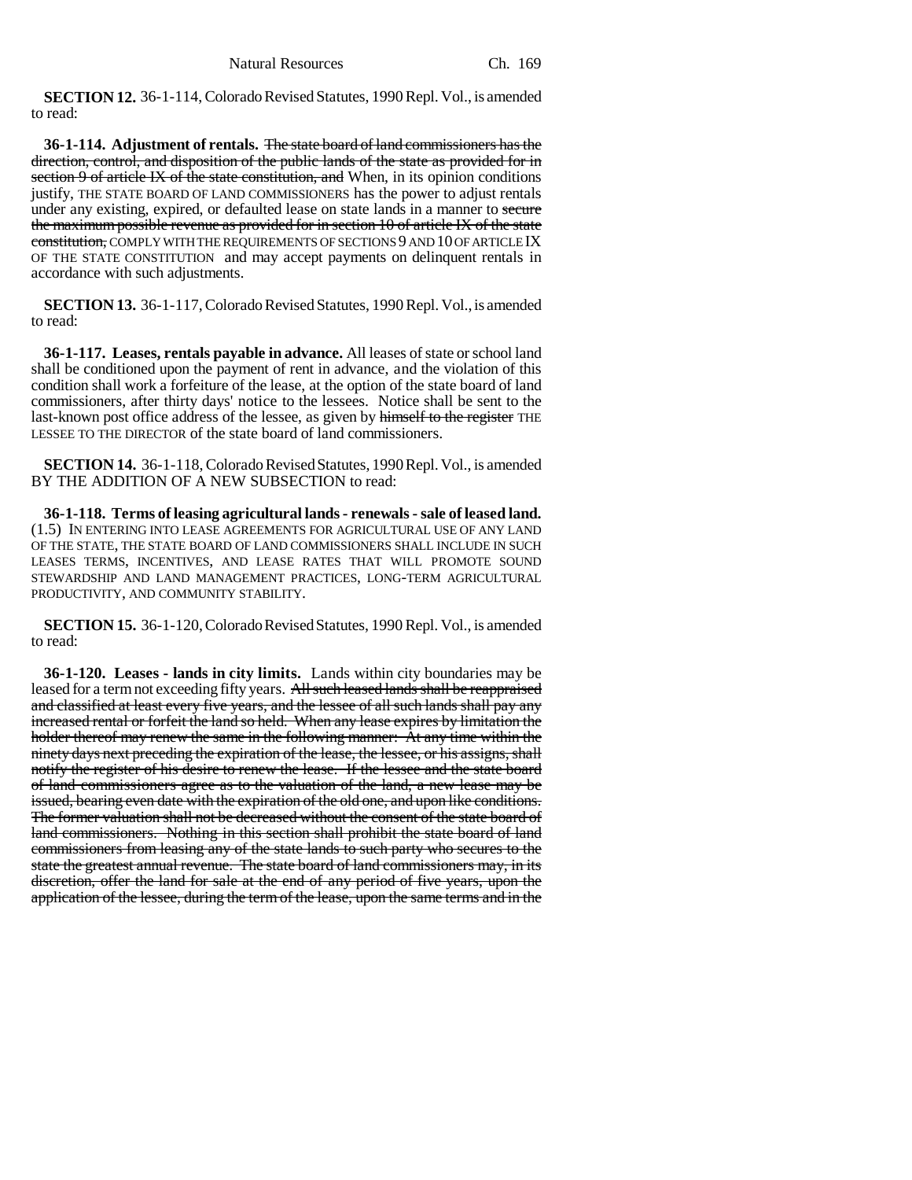**SECTION 12.** 36-1-114, Colorado Revised Statutes, 1990 Repl. Vol., is amended to read:

**36-1-114. Adjustment of rentals.** ~~The state board of land commissioners has the direction, control, and disposition of the public lands of the state as provided for in section 9 of article IX of the state constitution, and~~ When, in its opinion conditions justify, THE STATE BOARD OF LAND COMMISSIONERS has the power to adjust rentals under any existing, expired, or defaulted lease on state lands in a manner to ~~secure the maximum possible revenue as provided for in section 10 of article IX of the state constitution,~~ COMPLY WITH THE REQUIREMENTS OF SECTIONS 9 AND 10 OF ARTICLE IX OF THE STATE CONSTITUTION and may accept payments on delinquent rentals in accordance with such adjustments.

**SECTION 13.** 36-1-117, Colorado Revised Statutes, 1990 Repl. Vol., is amended to read:

**36-1-117. Leases, rentals payable in advance.** All leases of state or school land shall be conditioned upon the payment of rent in advance, and the violation of this condition shall work a forfeiture of the lease, at the option of the state board of land commissioners, after thirty days' notice to the lessees. Notice shall be sent to the last-known post office address of the lessee, as given by ~~himself to the register~~ THE LESSEE TO THE DIRECTOR of the state board of land commissioners.

**SECTION 14.** 36-1-118, Colorado Revised Statutes, 1990 Repl. Vol., is amended BY THE ADDITION OF A NEW SUBSECTION to read:

**36-1-118. Terms of leasing agricultural lands - renewals - sale of leased land.** (1.5) IN ENTERING INTO LEASE AGREEMENTS FOR AGRICULTURAL USE OF ANY LAND OF THE STATE, THE STATE BOARD OF LAND COMMISSIONERS SHALL INCLUDE IN SUCH LEASES TERMS, INCENTIVES, AND LEASE RATES THAT WILL PROMOTE SOUND STEWARDSHIP AND LAND MANAGEMENT PRACTICES, LONG-TERM AGRICULTURAL PRODUCTIVITY, AND COMMUNITY STABILITY.

**SECTION 15.** 36-1-120, Colorado Revised Statutes, 1990 Repl. Vol., is amended to read:

**36-1-120. Leases - lands in city limits.** Lands within city boundaries may be leased for a term not exceeding fifty years. ~~All such leased lands shall be reappraised and classified at least every five years, and the lessee of all such lands shall pay any increased rental or forfeit the land so held. When any lease expires by limitation the holder thereof may renew the same in the following manner: At any time within the ninety days next preceding the expiration of the lease, the lessee, or his assigns, shall notify the register of his desire to renew the lease. If the lessee and the state board of land commissioners agree as to the valuation of the land, a new lease may be issued, bearing even date with the expiration of the old one, and upon like conditions. The former valuation shall not be decreased without the consent of the state board of land commissioners. Nothing in this section shall prohibit the state board of land commissioners from leasing any of the state lands to such party who secures to the state the greatest annual revenue. The state board of land commissioners may, in its discretion, offer the land for sale at the end of any period of five years, upon the application of the lessee, during the term of the lease, upon the same terms and in the~~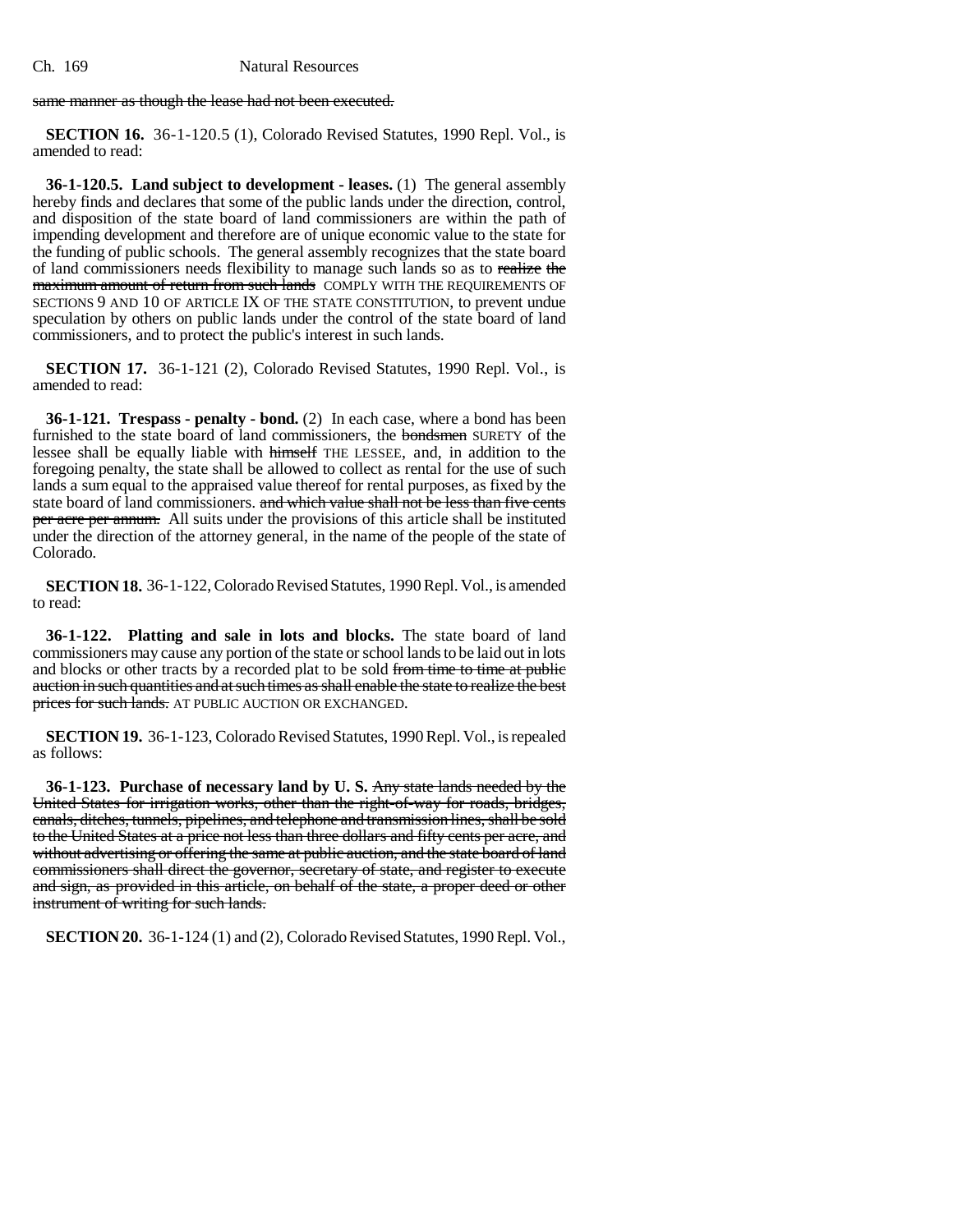same manner as though the lease had not been executed.

**SECTION 16.** 36-1-120.5 (1), Colorado Revised Statutes, 1990 Repl. Vol., is amended to read:

**36-1-120.5. Land subject to development - leases.** (1) The general assembly hereby finds and declares that some of the public lands under the direction, control, and disposition of the state board of land commissioners are within the path of impending development and therefore are of unique economic value to the state for the funding of public schools. The general assembly recognizes that the state board of land commissioners needs flexibility to manage such lands so as to ~~realize the maximum amount of return from such lands~~ COMPLY WITH THE REQUIREMENTS OF SECTIONS 9 AND 10 OF ARTICLE IX OF THE STATE CONSTITUTION, to prevent undue speculation by others on public lands under the control of the state board of land commissioners, and to protect the public's interest in such lands.

**SECTION 17.** 36-1-121 (2), Colorado Revised Statutes, 1990 Repl. Vol., is amended to read:

**36-1-121. Trespass - penalty - bond.** (2) In each case, where a bond has been furnished to the state board of land commissioners, the ~~bondsmen~~ SURETY of the lessee shall be equally liable with ~~himself~~ THE LESSEE, and, in addition to the foregoing penalty, the state shall be allowed to collect as rental for the use of such lands a sum equal to the appraised value thereof for rental purposes, as fixed by the state board of land commissioners. ~~and which value shall not be less than five cents per acre per annum.~~ All suits under the provisions of this article shall be instituted under the direction of the attorney general, in the name of the people of the state of Colorado.

**SECTION 18.** 36-1-122, Colorado Revised Statutes, 1990 Repl. Vol., is amended to read:

**36-1-122. Platting and sale in lots and blocks.** The state board of land commissioners may cause any portion of the state or school lands to be laid out in lots and blocks or other tracts by a recorded plat to be sold ~~from time to time at public auction in such quantities and at such times as shall enable the state to realize the best prices for such lands.~~ AT PUBLIC AUCTION OR EXCHANGED.

**SECTION 19.** 36-1-123, Colorado Revised Statutes, 1990 Repl. Vol., is repealed as follows:

**36-1-123. Purchase of necessary land by U. S.** ~~Any state lands needed by the United States for irrigation works, other than the right-of-way for roads, bridges, canals, ditches, tunnels, pipelines, and telephone and transmission lines, shall be sold to the United States at a price not less than three dollars and fifty cents per acre, and without advertising or offering the same at public auction, and the state board of land commissioners shall direct the governor, secretary of state, and register to execute and sign, as provided in this article, on behalf of the state, a proper deed or other instrument of writing for such lands.~~

**SECTION 20.** 36-1-124 (1) and (2), Colorado Revised Statutes, 1990 Repl. Vol.,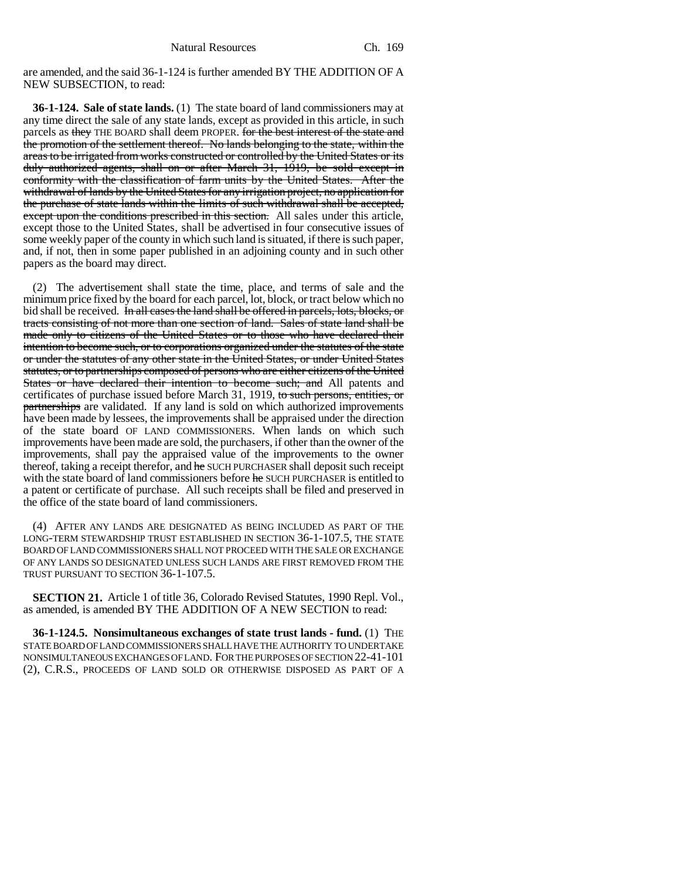are amended, and the said 36-1-124 is further amended BY THE ADDITION OF A NEW SUBSECTION, to read:

**36-1-124. Sale of state lands.** (1) The state board of land commissioners may at any time direct the sale of any state lands, except as provided in this article, in such parcels as ~~they~~ THE BOARD shall deem PROPER. ~~for the best interest of the state and the promotion of the settlement thereof. No lands belonging to the state, within the areas to be irrigated from works constructed or controlled by the United States or its duly authorized agents, shall on or after March 31, 1919, be sold except in conformity with the classification of farm units by the United States. After the withdrawal of lands by the United States for any irrigation project, no application for the purchase of state lands within the limits of such withdrawal shall be accepted, except upon the conditions prescribed in this section.~~ All sales under this article, except those to the United States, shall be advertised in four consecutive issues of some weekly paper of the county in which such land is situated, if there is such paper, and, if not, then in some paper published in an adjoining county and in such other papers as the board may direct.

(2) The advertisement shall state the time, place, and terms of sale and the minimum price fixed by the board for each parcel, lot, block, or tract below which no bid shall be received. ~~In all cases the land shall be offered in parcels, lots, blocks, or tracts consisting of not more than one section of land. Sales of state land shall be made only to citizens of the United States or to those who have declared their intention to become such, or to corporations organized under the statutes of the state or under the statutes of any other state in the United States, or under United States statutes, or to partnerships composed of persons who are either citizens of the United States or have declared their intention to become such; and~~ All patents and certificates of purchase issued before March 31, 1919, ~~to such persons, entities, or partnerships~~ are validated. If any land is sold on which authorized improvements have been made by lessees, the improvements shall be appraised under the direction of the state board OF LAND COMMISSIONERS. When lands on which such improvements have been made are sold, the purchasers, if other than the owner of the improvements, shall pay the appraised value of the improvements to the owner thereof, taking a receipt therefor, and ~~he~~ SUCH PURCHASER shall deposit such receipt with the state board of land commissioners before ~~he~~ SUCH PURCHASER is entitled to a patent or certificate of purchase. All such receipts shall be filed and preserved in the office of the state board of land commissioners.

(4) AFTER ANY LANDS ARE DESIGNATED AS BEING INCLUDED AS PART OF THE LONG-TERM STEWARDSHIP TRUST ESTABLISHED IN SECTION 36-1-107.5, THE STATE BOARD OF LAND COMMISSIONERS SHALL NOT PROCEED WITH THE SALE OR EXCHANGE OF ANY LANDS SO DESIGNATED UNLESS SUCH LANDS ARE FIRST REMOVED FROM THE TRUST PURSUANT TO SECTION 36-1-107.5.

**SECTION 21.** Article 1 of title 36, Colorado Revised Statutes, 1990 Repl. Vol., as amended, is amended BY THE ADDITION OF A NEW SECTION to read:

**36-1-124.5. Nonsimultaneous exchanges of state trust lands - fund.** (1) THE STATE BOARD OF LAND COMMISSIONERS SHALL HAVE THE AUTHORITY TO UNDERTAKE NONSIMULTANEOUS EXCHANGES OF LAND. FOR THE PURPOSES OF SECTION 22-41-101 (2), C.R.S., PROCEEDS OF LAND SOLD OR OTHERWISE DISPOSED AS PART OF A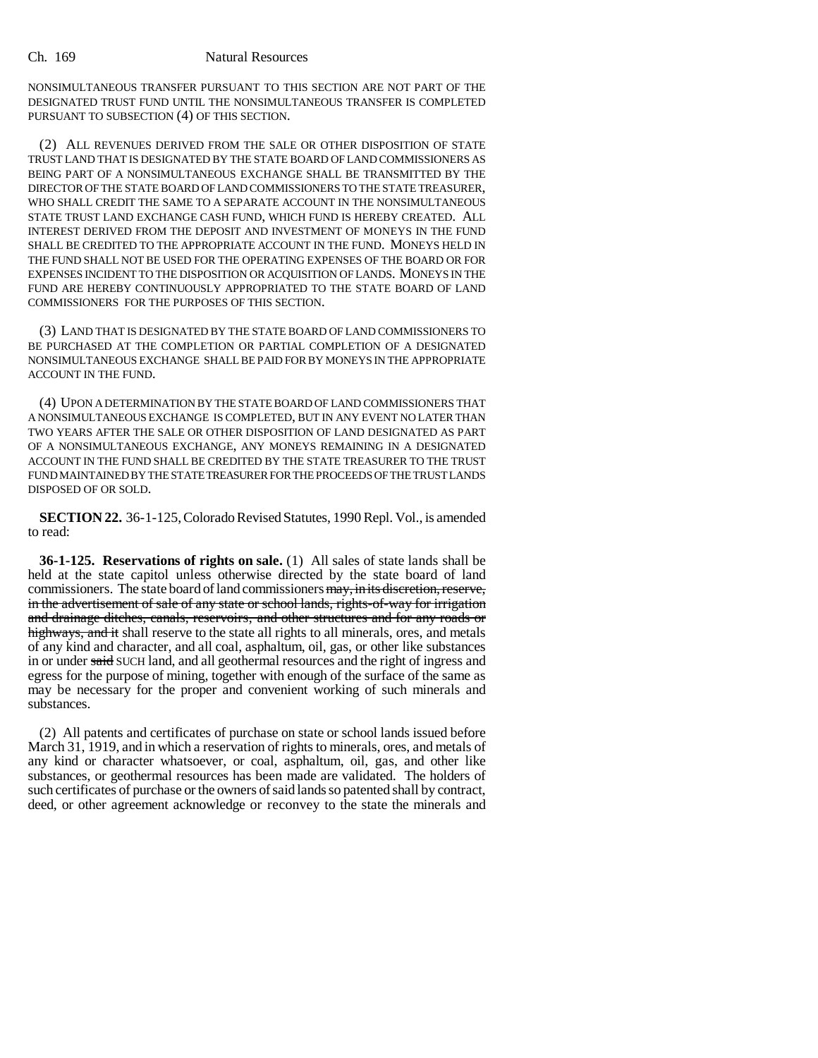NONSIMULTANEOUS TRANSFER PURSUANT TO THIS SECTION ARE NOT PART OF THE DESIGNATED TRUST FUND UNTIL THE NONSIMULTANEOUS TRANSFER IS COMPLETED PURSUANT TO SUBSECTION (4) OF THIS SECTION.

(2) ALL REVENUES DERIVED FROM THE SALE OR OTHER DISPOSITION OF STATE TRUST LAND THAT IS DESIGNATED BY THE STATE BOARD OF LAND COMMISSIONERS AS BEING PART OF A NONSIMULTANEOUS EXCHANGE SHALL BE TRANSMITTED BY THE DIRECTOR OF THE STATE BOARD OF LAND COMMISSIONERS TO THE STATE TREASURER, WHO SHALL CREDIT THE SAME TO A SEPARATE ACCOUNT IN THE NONSIMULTANEOUS STATE TRUST LAND EXCHANGE CASH FUND, WHICH FUND IS HEREBY CREATED. ALL INTEREST DERIVED FROM THE DEPOSIT AND INVESTMENT OF MONEYS IN THE FUND SHALL BE CREDITED TO THE APPROPRIATE ACCOUNT IN THE FUND. MONEYS HELD IN THE FUND SHALL NOT BE USED FOR THE OPERATING EXPENSES OF THE BOARD OR FOR EXPENSES INCIDENT TO THE DISPOSITION OR ACQUISITION OF LANDS. MONEYS IN THE FUND ARE HEREBY CONTINUOUSLY APPROPRIATED TO THE STATE BOARD OF LAND COMMISSIONERS FOR THE PURPOSES OF THIS SECTION.

(3) LAND THAT IS DESIGNATED BY THE STATE BOARD OF LAND COMMISSIONERS TO BE PURCHASED AT THE COMPLETION OR PARTIAL COMPLETION OF A DESIGNATED NONSIMULTANEOUS EXCHANGE SHALL BE PAID FOR BY MONEYS IN THE APPROPRIATE ACCOUNT IN THE FUND.

(4) UPON A DETERMINATION BY THE STATE BOARD OF LAND COMMISSIONERS THAT A NONSIMULTANEOUS EXCHANGE IS COMPLETED, BUT IN ANY EVENT NO LATER THAN TWO YEARS AFTER THE SALE OR OTHER DISPOSITION OF LAND DESIGNATED AS PART OF A NONSIMULTANEOUS EXCHANGE, ANY MONEYS REMAINING IN A DESIGNATED ACCOUNT IN THE FUND SHALL BE CREDITED BY THE STATE TREASURER TO THE TRUST FUND MAINTAINED BY THE STATE TREASURER FOR THE PROCEEDS OF THE TRUST LANDS DISPOSED OF OR SOLD.

**SECTION 22.** 36-1-125, Colorado Revised Statutes, 1990 Repl. Vol., is amended to read:

**36-1-125. Reservations of rights on sale.** (1) All sales of state lands shall be held at the state capitol unless otherwise directed by the state board of land commissioners. The state board of land commissioners ~~may, in its discretion, reserve, in the advertisement of sale of any state or school lands, rights-of-way for irrigation and drainage ditches, canals, reservoirs, and other structures and for any roads or highways, and it~~ shall reserve to the state all rights to all minerals, ores, and metals of any kind and character, and all coal, asphaltum, oil, gas, or other like substances in or under ~~said~~ SUCH land, and all geothermal resources and the right of ingress and egress for the purpose of mining, together with enough of the surface of the same as may be necessary for the proper and convenient working of such minerals and substances.

(2) All patents and certificates of purchase on state or school lands issued before March 31, 1919, and in which a reservation of rights to minerals, ores, and metals of any kind or character whatsoever, or coal, asphaltum, oil, gas, and other like substances, or geothermal resources has been made are validated. The holders of such certificates of purchase or the owners of said lands so patented shall by contract, deed, or other agreement acknowledge or reconvey to the state the minerals and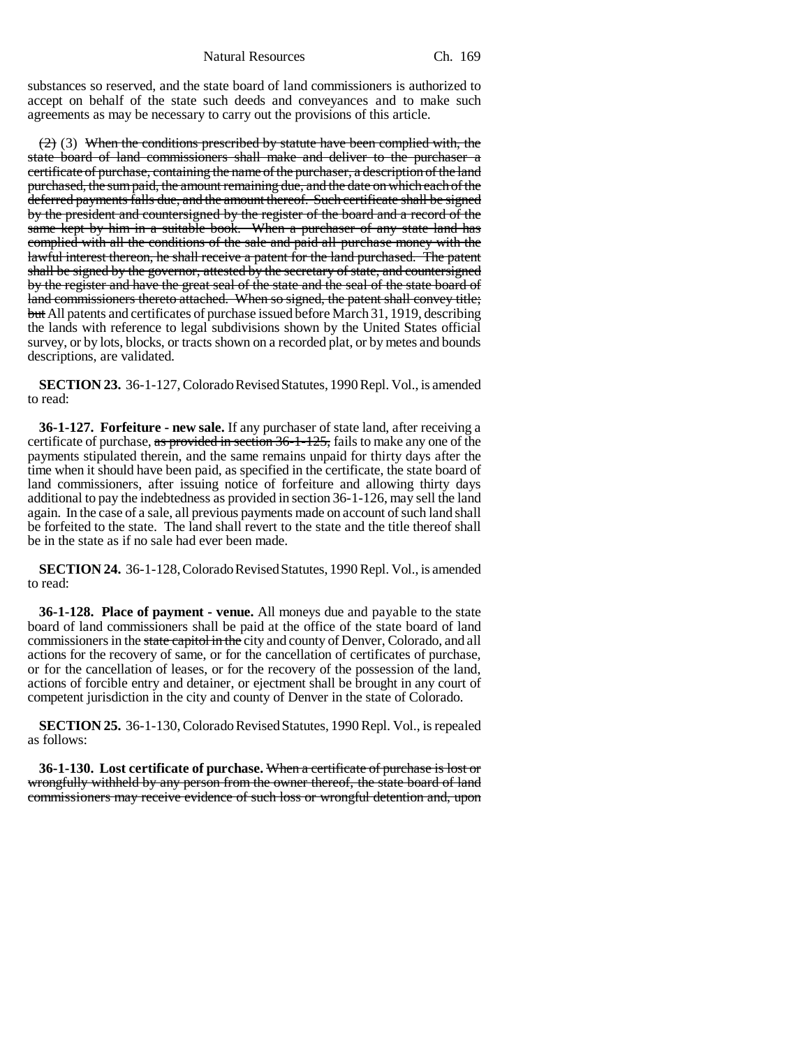substances so reserved, and the state board of land commissioners is authorized to accept on behalf of the state such deeds and conveyances and to make such agreements as may be necessary to carry out the provisions of this article.

~~(2)~~ (3) ~~When the conditions prescribed by statute have been complied with, the state board of land commissioners shall make and deliver to the purchaser a certificate of purchase, containing the name of the purchaser, a description of the land purchased, the sum paid, the amount remaining due, and the date on which each of the deferred payments falls due, and the amount thereof. Such certificate shall be signed by the president and countersigned by the register of the board and a record of the same kept by him in a suitable book. When a purchaser of any state land has complied with all the conditions of the sale and paid all purchase money with the lawful interest thereon, he shall receive a patent for the land purchased. The patent shall be signed by the governor, attested by the secretary of state, and countersigned by the register and have the great seal of the state and the seal of the state board of land commissioners thereto attached. When so signed, the patent shall convey title; but~~ All patents and certificates of purchase issued before March 31, 1919, describing the lands with reference to legal subdivisions shown by the United States official survey, or by lots, blocks, or tracts shown on a recorded plat, or by metes and bounds descriptions, are validated.

**SECTION 23.** 36-1-127, Colorado Revised Statutes, 1990 Repl. Vol., is amended to read:

**36-1-127. Forfeiture - new sale.** If any purchaser of state land, after receiving a certificate of purchase, ~~as provided in section 36-1-125,~~ fails to make any one of the payments stipulated therein, and the same remains unpaid for thirty days after the time when it should have been paid, as specified in the certificate, the state board of land commissioners, after issuing notice of forfeiture and allowing thirty days additional to pay the indebtedness as provided in section 36-1-126, may sell the land again. In the case of a sale, all previous payments made on account of such land shall be forfeited to the state. The land shall revert to the state and the title thereof shall be in the state as if no sale had ever been made.

**SECTION 24.** 36-1-128, Colorado Revised Statutes, 1990 Repl. Vol., is amended to read:

**36-1-128. Place of payment - venue.** All moneys due and payable to the state board of land commissioners shall be paid at the office of the state board of land commissioners in the ~~state capitol in the~~ city and county of Denver, Colorado, and all actions for the recovery of same, or for the cancellation of certificates of purchase, or for the cancellation of leases, or for the recovery of the possession of the land, actions of forcible entry and detainer, or ejectment shall be brought in any court of competent jurisdiction in the city and county of Denver in the state of Colorado.

**SECTION 25.** 36-1-130, Colorado Revised Statutes, 1990 Repl. Vol., is repealed as follows:

**36-1-130. Lost certificate of purchase.** ~~When a certificate of purchase is lost or wrongfully withheld by any person from the owner thereof, the state board of land commissioners may receive evidence of such loss or wrongful detention and, upon~~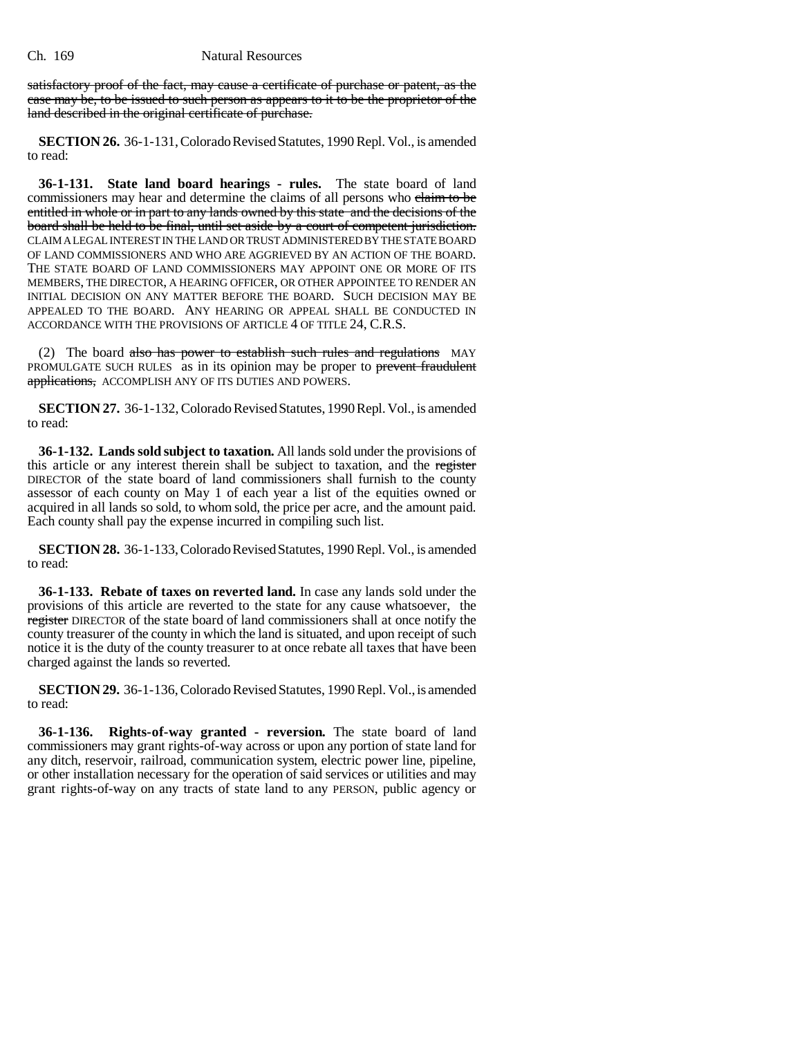satisfactory proof of the fact, may cause a certificate of purchase or patent, as the case may be, to be issued to such person as appears to it to be the proprietor of the land described in the original certificate of purchase.

**SECTION 26.** 36-1-131, Colorado Revised Statutes, 1990 Repl. Vol., is amended to read:

**36-1-131. State land board hearings - rules.** The state board of land commissioners may hear and determine the claims of all persons who claim to be entitled in whole or in part to any lands owned by this state and the decisions of the board shall be held to be final, until set aside by a court of competent jurisdiction. CLAIM A LEGAL INTEREST IN THE LAND OR TRUST ADMINISTERED BY THE STATE BOARD OF LAND COMMISSIONERS AND WHO ARE AGGRIEVED BY AN ACTION OF THE BOARD. THE STATE BOARD OF LAND COMMISSIONERS MAY APPOINT ONE OR MORE OF ITS MEMBERS, THE DIRECTOR, A HEARING OFFICER, OR OTHER APPOINTEE TO RENDER AN INITIAL DECISION ON ANY MATTER BEFORE THE BOARD. SUCH DECISION MAY BE APPEALED TO THE BOARD. ANY HEARING OR APPEAL SHALL BE CONDUCTED IN ACCORDANCE WITH THE PROVISIONS OF ARTICLE 4 OF TITLE 24, C.R.S.

(2) The board also has power to establish such rules and regulations MAY PROMULGATE SUCH RULES as in its opinion may be proper to prevent fraudulent applications, ACCOMPLISH ANY OF ITS DUTIES AND POWERS.

**SECTION 27.** 36-1-132, Colorado Revised Statutes, 1990 Repl. Vol., is amended to read:

**36-1-132. Lands sold subject to taxation.** All lands sold under the provisions of this article or any interest therein shall be subject to taxation, and the register DIRECTOR of the state board of land commissioners shall furnish to the county assessor of each county on May 1 of each year a list of the equities owned or acquired in all lands so sold, to whom sold, the price per acre, and the amount paid. Each county shall pay the expense incurred in compiling such list.

**SECTION 28.** 36-1-133, Colorado Revised Statutes, 1990 Repl. Vol., is amended to read:

**36-1-133. Rebate of taxes on reverted land.** In case any lands sold under the provisions of this article are reverted to the state for any cause whatsoever, the register DIRECTOR of the state board of land commissioners shall at once notify the county treasurer of the county in which the land is situated, and upon receipt of such notice it is the duty of the county treasurer to at once rebate all taxes that have been charged against the lands so reverted.

**SECTION 29.** 36-1-136, Colorado Revised Statutes, 1990 Repl. Vol., is amended to read:

**36-1-136. Rights-of-way granted - reversion.** The state board of land commissioners may grant rights-of-way across or upon any portion of state land for any ditch, reservoir, railroad, communication system, electric power line, pipeline, or other installation necessary for the operation of said services or utilities and may grant rights-of-way on any tracts of state land to any PERSON, public agency or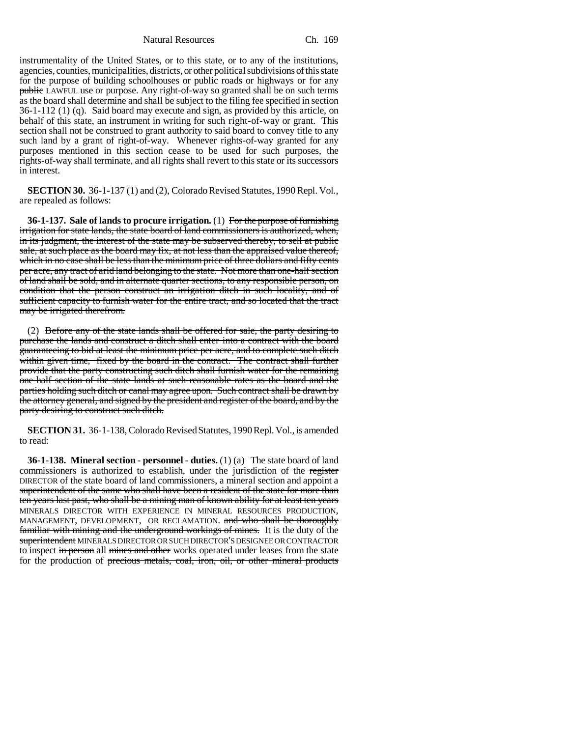instrumentality of the United States, or to this state, or to any of the institutions, agencies, counties, municipalities, districts, or other political subdivisions of this state for the purpose of building schoolhouses or public roads or highways or for any ~~public~~ LAWFUL use or purpose. Any right-of-way so granted shall be on such terms as the board shall determine and shall be subject to the filing fee specified in section 36-1-112 (1) (q). Said board may execute and sign, as provided by this article, on behalf of this state, an instrument in writing for such right-of-way or grant. This section shall not be construed to grant authority to said board to convey title to any such land by a grant of right-of-way. Whenever rights-of-way granted for any purposes mentioned in this section cease to be used for such purposes, the rights-of-way shall terminate, and all rights shall revert to this state or its successors in interest.

**SECTION 30.** 36-1-137 (1) and (2), Colorado Revised Statutes, 1990 Repl. Vol., are repealed as follows:

**36-1-137. Sale of lands to procure irrigation.** (1) ~~For the purpose of furnishing irrigation for state lands, the state board of land commissioners is authorized, when, in its judgment, the interest of the state may be subserved thereby, to sell at public sale, at such place as the board may fix, at not less than the appraised value thereof, which in no case shall be less than the minimum price of three dollars and fifty cents per acre, any tract of arid land belonging to the state. Not more than one-half section of land shall be sold, and in alternate quarter sections, to any responsible person, on condition that the person construct an irrigation ditch in such locality, and of sufficient capacity to furnish water for the entire tract, and so located that the tract may be irrigated therefrom.~~

(2) ~~Before any of the state lands shall be offered for sale, the party desiring to purchase the lands and construct a ditch shall enter into a contract with the board guaranteeing to bid at least the minimum price per acre, and to complete such ditch within given time, fixed by the board in the contract. The contract shall further provide that the party constructing such ditch shall furnish water for the remaining one-half section of the state lands at such reasonable rates as the board and the parties holding such ditch or canal may agree upon. Such contract shall be drawn by the attorney general, and signed by the president and register of the board, and by the party desiring to construct such ditch.~~

**SECTION 31.** 36-1-138, Colorado Revised Statutes, 1990 Repl. Vol., is amended to read:

**36-1-138. Mineral section - personnel - duties.** (1) (a) The state board of land commissioners is authorized to establish, under the jurisdiction of the ~~register~~ DIRECTOR of the state board of land commissioners, a mineral section and appoint a ~~superintendent of the same who shall have been a resident of the state for more than ten years last past, who shall be a mining man of known ability for at least ten years~~ MINERALS DIRECTOR WITH EXPERIENCE IN MINERAL RESOURCES PRODUCTION, MANAGEMENT, DEVELOPMENT, OR RECLAMATION. ~~and who shall be thoroughly familiar with mining and the underground workings of mines.~~ It is the duty of the ~~superintendent~~ MINERALS DIRECTOR OR SUCH DIRECTOR'S DESIGNEE OR CONTRACTOR to inspect ~~in person~~ all ~~mines and other~~ works operated under leases from the state for the production of ~~precious metals, coal, iron, oil, or other mineral products~~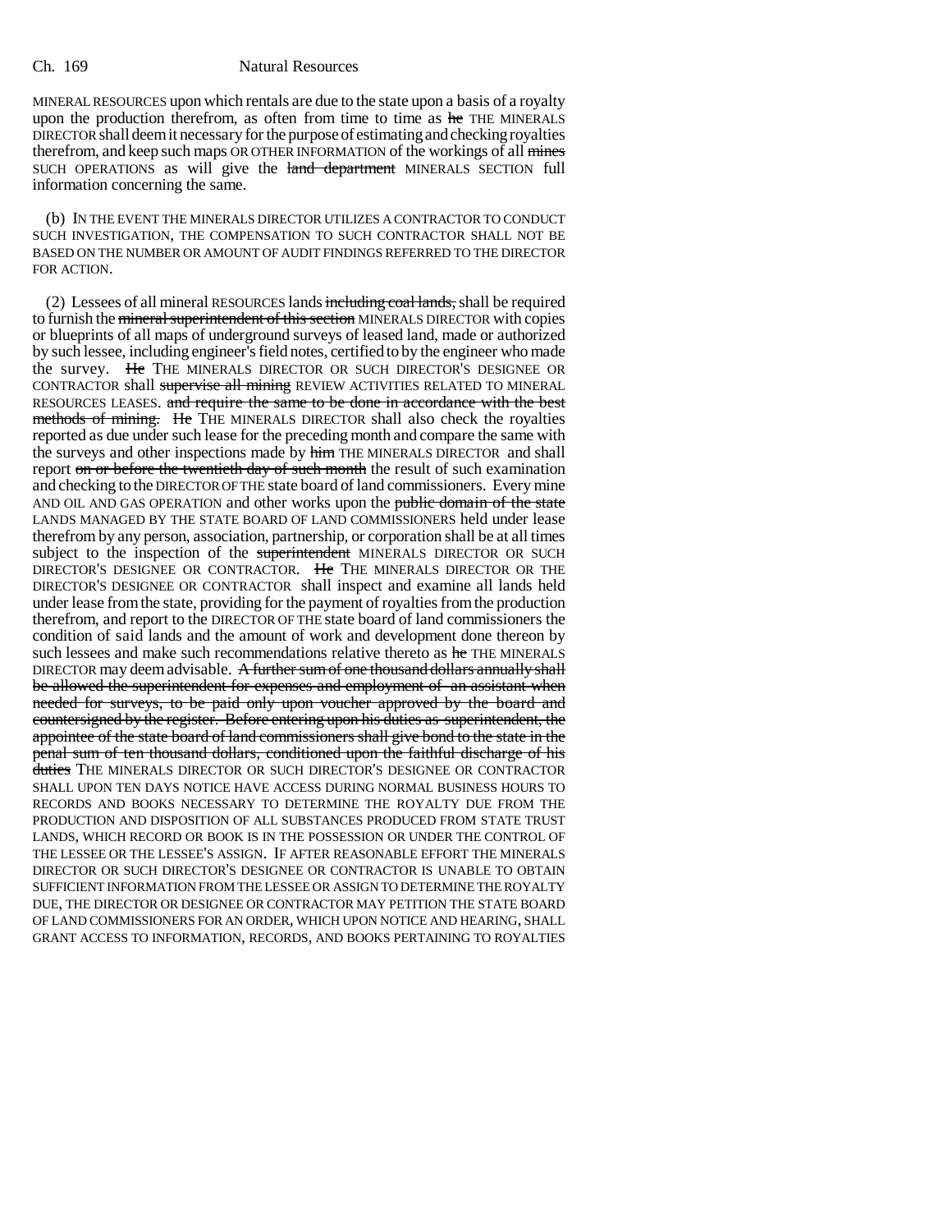MINERAL RESOURCES upon which rentals are due to the state upon a basis of a royalty upon the production therefrom, as often from time to time as ~~he~~ THE MINERALS DIRECTOR shall deem it necessary for the purpose of estimating and checking royalties therefrom, and keep such maps OR OTHER INFORMATION of the workings of all ~~mines~~ SUCH OPERATIONS as will give the ~~land department~~ MINERALS SECTION full information concerning the same.

(b) IN THE EVENT THE MINERALS DIRECTOR UTILIZES A CONTRACTOR TO CONDUCT SUCH INVESTIGATION, THE COMPENSATION TO SUCH CONTRACTOR SHALL NOT BE BASED ON THE NUMBER OR AMOUNT OF AUDIT FINDINGS REFERRED TO THE DIRECTOR FOR ACTION.

(2) Lessees of all mineral RESOURCES lands ~~including coal lands,~~ shall be required to furnish the ~~mineral superintendent of this section~~ MINERALS DIRECTOR with copies or blueprints of all maps of underground surveys of leased land, made or authorized by such lessee, including engineer's field notes, certified to by the engineer who made the survey. ~~He~~ THE MINERALS DIRECTOR OR SUCH DIRECTOR'S DESIGNEE OR CONTRACTOR shall ~~supervise all mining~~ REVIEW ACTIVITIES RELATED TO MINERAL RESOURCES LEASES. ~~and require the same to be done in accordance with the best methods of mining.~~ ~~He~~ THE MINERALS DIRECTOR shall also check the royalties reported as due under such lease for the preceding month and compare the same with the surveys and other inspections made by ~~him~~ THE MINERALS DIRECTOR and shall report ~~on or before the twentieth day of such month~~ the result of such examination and checking to the DIRECTOR OF THE state board of land commissioners. Every mine AND OIL AND GAS OPERATION and other works upon the ~~public domain of the state~~ LANDS MANAGED BY THE STATE BOARD OF LAND COMMISSIONERS held under lease therefrom by any person, association, partnership, or corporation shall be at all times subject to the inspection of the ~~superintendent~~ MINERALS DIRECTOR OR SUCH DIRECTOR'S DESIGNEE OR CONTRACTOR. ~~He~~ THE MINERALS DIRECTOR OR THE DIRECTOR'S DESIGNEE OR CONTRACTOR shall inspect and examine all lands held under lease from the state, providing for the payment of royalties from the production therefrom, and report to the DIRECTOR OF THE state board of land commissioners the condition of said lands and the amount of work and development done thereon by such lessees and make such recommendations relative thereto as ~~he~~ THE MINERALS DIRECTOR may deem advisable. ~~A further sum of one thousand dollars annually shall be allowed the superintendent for expenses and employment of an assistant when needed for surveys, to be paid only upon voucher approved by the board and countersigned by the register. Before entering upon his duties as superintendent, the appointee of the state board of land commissioners shall give bond to the state in the penal sum of ten thousand dollars, conditioned upon the faithful discharge of his duties~~ THE MINERALS DIRECTOR OR SUCH DIRECTOR'S DESIGNEE OR CONTRACTOR SHALL UPON TEN DAYS NOTICE HAVE ACCESS DURING NORMAL BUSINESS HOURS TO RECORDS AND BOOKS NECESSARY TO DETERMINE THE ROYALTY DUE FROM THE PRODUCTION AND DISPOSITION OF ALL SUBSTANCES PRODUCED FROM STATE TRUST LANDS, WHICH RECORD OR BOOK IS IN THE POSSESSION OR UNDER THE CONTROL OF THE LESSEE OR THE LESSEE'S ASSIGN. IF AFTER REASONABLE EFFORT THE MINERALS DIRECTOR OR SUCH DIRECTOR'S DESIGNEE OR CONTRACTOR IS UNABLE TO OBTAIN SUFFICIENT INFORMATION FROM THE LESSEE OR ASSIGN TO DETERMINE THE ROYALTY DUE, THE DIRECTOR OR DESIGNEE OR CONTRACTOR MAY PETITION THE STATE BOARD OF LAND COMMISSIONERS FOR AN ORDER, WHICH UPON NOTICE AND HEARING, SHALL GRANT ACCESS TO INFORMATION, RECORDS, AND BOOKS PERTAINING TO ROYALTIES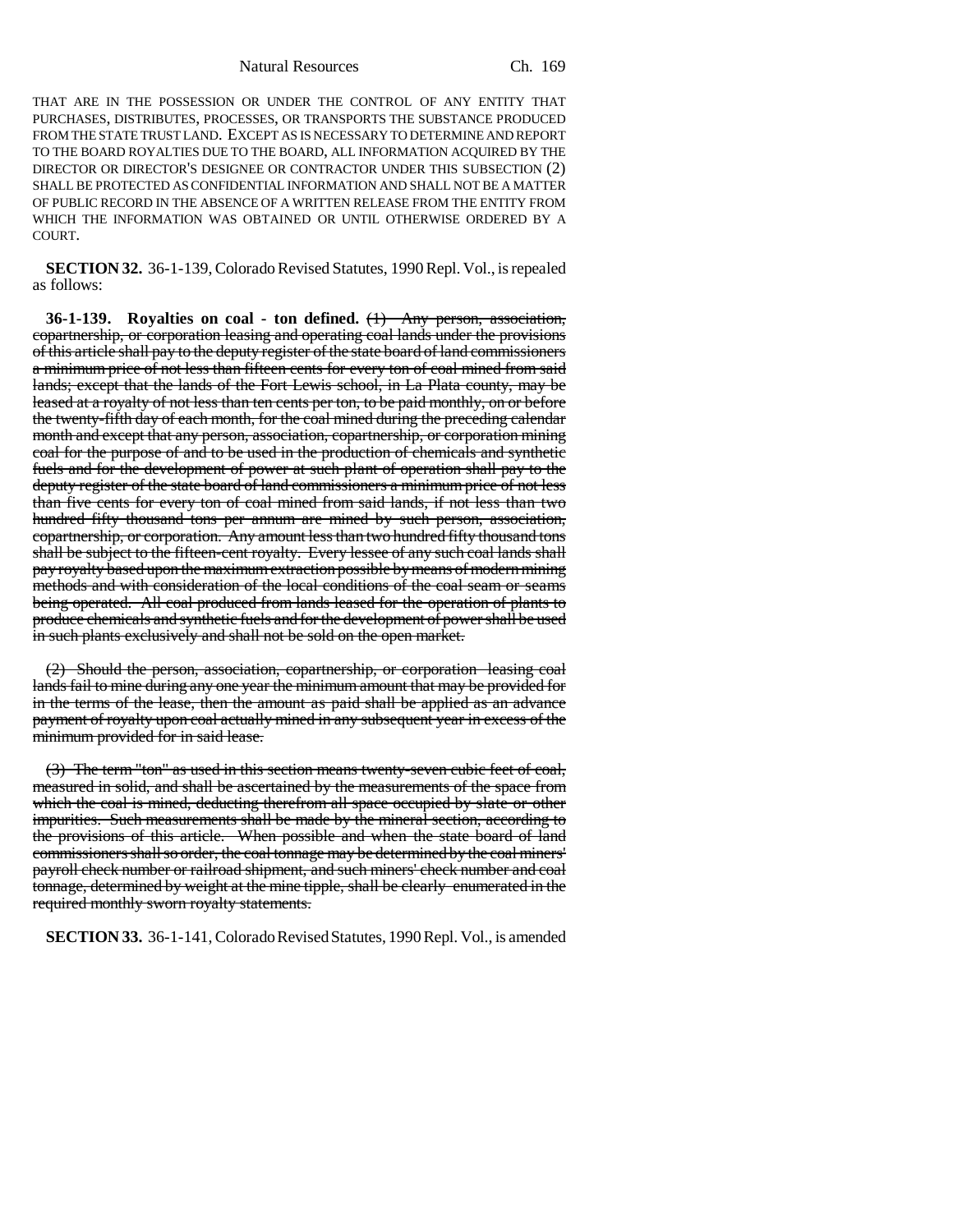THAT ARE IN THE POSSESSION OR UNDER THE CONTROL OF ANY ENTITY THAT PURCHASES, DISTRIBUTES, PROCESSES, OR TRANSPORTS THE SUBSTANCE PRODUCED FROM THE STATE TRUST LAND. EXCEPT AS IS NECESSARY TO DETERMINE AND REPORT TO THE BOARD ROYALTIES DUE TO THE BOARD, ALL INFORMATION ACQUIRED BY THE DIRECTOR OR DIRECTOR'S DESIGNEE OR CONTRACTOR UNDER THIS SUBSECTION (2) SHALL BE PROTECTED AS CONFIDENTIAL INFORMATION AND SHALL NOT BE A MATTER OF PUBLIC RECORD IN THE ABSENCE OF A WRITTEN RELEASE FROM THE ENTITY FROM WHICH THE INFORMATION WAS OBTAINED OR UNTIL OTHERWISE ORDERED BY A COURT.

**SECTION 32.** 36-1-139, Colorado Revised Statutes, 1990 Repl. Vol., is repealed as follows:

**36-1-139. Royalties on coal - ton defined.** ~~(1) Any person, association, copartnership, or corporation leasing and operating coal lands under the provisions of this article shall pay to the deputy register of the state board of land commissioners a minimum price of not less than fifteen cents for every ton of coal mined from said lands; except that the lands of the Fort Lewis school, in La Plata county, may be leased at a royalty of not less than ten cents per ton, to be paid monthly, on or before the twenty-fifth day of each month, for the coal mined during the preceding calendar month and except that any person, association, copartnership, or corporation mining coal for the purpose of and to be used in the production of chemicals and synthetic fuels and for the development of power at such plant of operation shall pay to the deputy register of the state board of land commissioners a minimum price of not less than five cents for every ton of coal mined from said lands, if not less than two hundred fifty thousand tons per annum are mined by such person, association, copartnership, or corporation. Any amount less than two hundred fifty thousand tons shall be subject to the fifteen-cent royalty. Every lessee of any such coal lands shall pay royalty based upon the maximum extraction possible by means of modern mining methods and with consideration of the local conditions of the coal seam or seams being operated. All coal produced from lands leased for the operation of plants to produce chemicals and synthetic fuels and for the development of power shall be used in such plants exclusively and shall not be sold on the open market.~~

~~(2) Should the person, association, copartnership, or corporation leasing coal lands fail to mine during any one year the minimum amount that may be provided for in the terms of the lease, then the amount as paid shall be applied as an advance payment of royalty upon coal actually mined in any subsequent year in excess of the minimum provided for in said lease.~~

~~(3) The term "ton" as used in this section means twenty-seven cubic feet of coal, measured in solid, and shall be ascertained by the measurements of the space from which the coal is mined, deducting therefrom all space occupied by slate or other impurities. Such measurements shall be made by the mineral section, according to the provisions of this article. When possible and when the state board of land commissioners shall so order, the coal tonnage may be determined by the coal miners' payroll check number or railroad shipment, and such miners' check number and coal tonnage, determined by weight at the mine tipple, shall be clearly enumerated in the required monthly sworn royalty statements.~~

**SECTION 33.** 36-1-141, Colorado Revised Statutes, 1990 Repl. Vol., is amended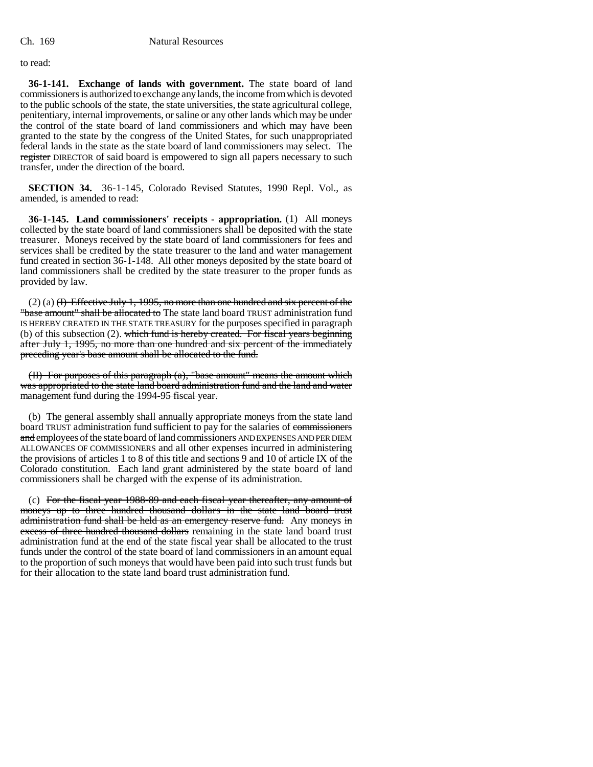to read:

**36-1-141. Exchange of lands with government.** The state board of land commissioners is authorized to exchange any lands, the income from which is devoted to the public schools of the state, the state universities, the state agricultural college, penitentiary, internal improvements, or saline or any other lands which may be under the control of the state board of land commissioners and which may have been granted to the state by the congress of the United States, for such unappropriated federal lands in the state as the state board of land commissioners may select. The ~~register~~ DIRECTOR of said board is empowered to sign all papers necessary to such transfer, under the direction of the board.

**SECTION 34.** 36-1-145, Colorado Revised Statutes, 1990 Repl. Vol., as amended, is amended to read:

**36-1-145. Land commissioners' receipts - appropriation.** (1) All moneys collected by the state board of land commissioners shall be deposited with the state treasurer. Moneys received by the state board of land commissioners for fees and services shall be credited by the state treasurer to the land and water management fund created in section 36-1-148. All other moneys deposited by the state board of land commissioners shall be credited by the state treasurer to the proper funds as provided by law.

(2) (a) ~~(I) Effective July 1, 1995, no more than one hundred and six percent of the "base amount" shall be allocated to~~ The state land board TRUST administration fund IS HEREBY CREATED IN THE STATE TREASURY for the purposes specified in paragraph (b) of this subsection (2). ~~which fund is hereby created. For fiscal years beginning after July 1, 1995, no more than one hundred and six percent of the immediately preceding year's base amount shall be allocated to the fund.~~

~~(II) For purposes of this paragraph (a), "base amount" means the amount which was appropriated to the state land board administration fund and the land and water management fund during the 1994-95 fiscal year.~~

(b) The general assembly shall annually appropriate moneys from the state land board TRUST administration fund sufficient to pay for the salaries of ~~commissioners and~~ employees of the state board of land commissioners AND EXPENSES AND PER DIEM ALLOWANCES OF COMMISSIONERS and all other expenses incurred in administering the provisions of articles 1 to 8 of this title and sections 9 and 10 of article IX of the Colorado constitution. Each land grant administered by the state board of land commissioners shall be charged with the expense of its administration.

(c) ~~For the fiscal year 1988-89 and each fiscal year thereafter, any amount of moneys up to three hundred thousand dollars in the state land board trust administration fund shall be held as an emergency reserve fund.~~ Any moneys ~~in excess of three hundred thousand dollars~~ remaining in the state land board trust administration fund at the end of the state fiscal year shall be allocated to the trust funds under the control of the state board of land commissioners in an amount equal to the proportion of such moneys that would have been paid into such trust funds but for their allocation to the state land board trust administration fund.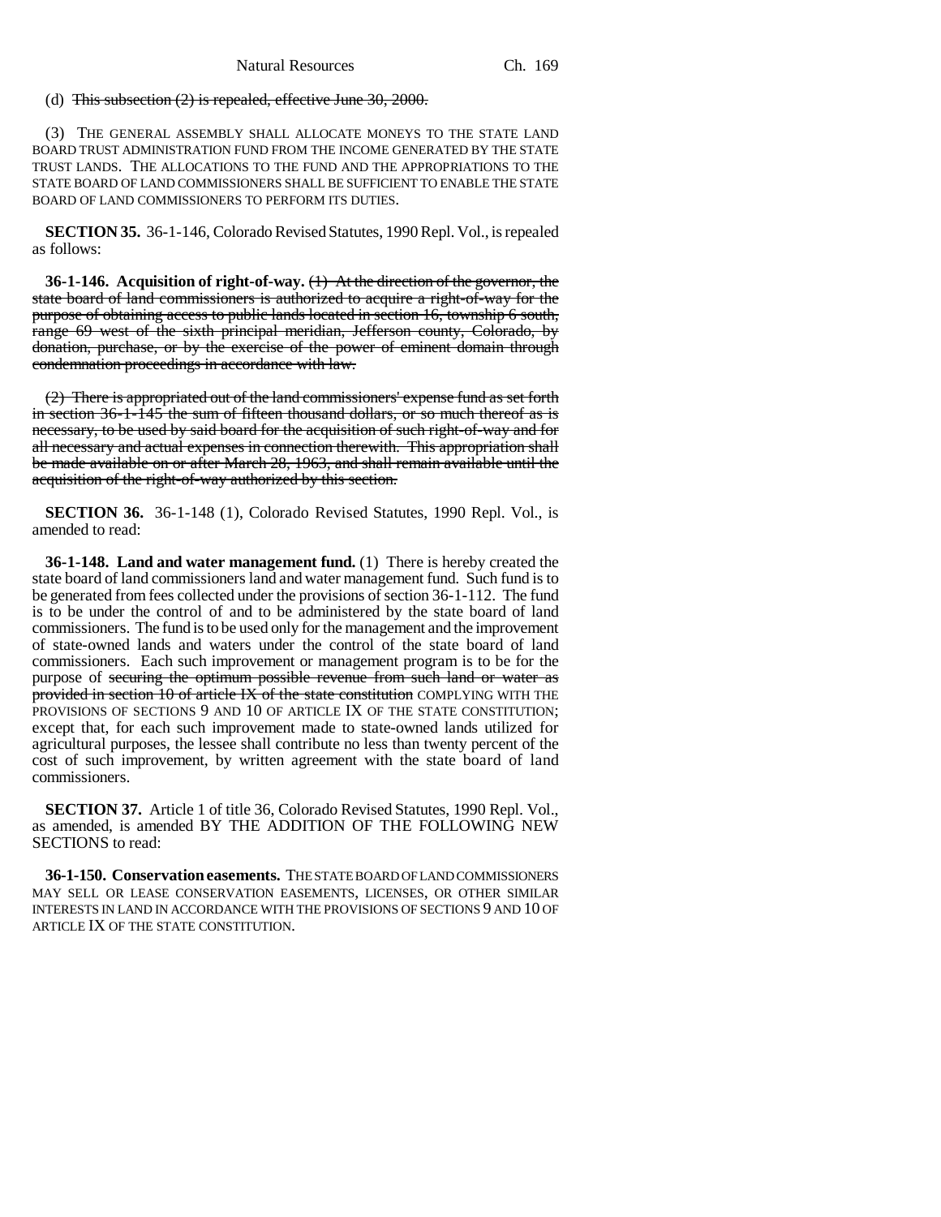(d) ~~This subsection (2) is repealed, effective June 30, 2000.~~

(3) THE GENERAL ASSEMBLY SHALL ALLOCATE MONEYS TO THE STATE LAND BOARD TRUST ADMINISTRATION FUND FROM THE INCOME GENERATED BY THE STATE TRUST LANDS. THE ALLOCATIONS TO THE FUND AND THE APPROPRIATIONS TO THE STATE BOARD OF LAND COMMISSIONERS SHALL BE SUFFICIENT TO ENABLE THE STATE BOARD OF LAND COMMISSIONERS TO PERFORM ITS DUTIES.

**SECTION 35.** 36-1-146, Colorado Revised Statutes, 1990 Repl. Vol., is repealed as follows:

**36-1-146. Acquisition of right-of-way.** ~~(1) At the direction of the governor, the state board of land commissioners is authorized to acquire a right-of-way for the purpose of obtaining access to public lands located in section 16, township 6 south, range 69 west of the sixth principal meridian, Jefferson county, Colorado, by donation, purchase, or by the exercise of the power of eminent domain through condemnation proceedings in accordance with law.~~

~~(2) There is appropriated out of the land commissioners' expense fund as set forth in section 36-1-145 the sum of fifteen thousand dollars, or so much thereof as is necessary, to be used by said board for the acquisition of such right-of-way and for all necessary and actual expenses in connection therewith. This appropriation shall be made available on or after March 28, 1963, and shall remain available until the acquisition of the right-of-way authorized by this section.~~

**SECTION 36.** 36-1-148 (1), Colorado Revised Statutes, 1990 Repl. Vol., is amended to read:

**36-1-148. Land and water management fund.** (1) There is hereby created the state board of land commissioners land and water management fund. Such fund is to be generated from fees collected under the provisions of section 36-1-112. The fund is to be under the control of and to be administered by the state board of land commissioners. The fund is to be used only for the management and the improvement of state-owned lands and waters under the control of the state board of land commissioners. Each such improvement or management program is to be for the purpose of ~~securing the optimum possible revenue from such land or water as provided in section 10 of article IX of the state constitution~~ COMPLYING WITH THE PROVISIONS OF SECTIONS 9 AND 10 OF ARTICLE IX OF THE STATE CONSTITUTION; except that, for each such improvement made to state-owned lands utilized for agricultural purposes, the lessee shall contribute no less than twenty percent of the cost of such improvement, by written agreement with the state board of land commissioners.

**SECTION 37.** Article 1 of title 36, Colorado Revised Statutes, 1990 Repl. Vol., as amended, is amended BY THE ADDITION OF THE FOLLOWING NEW SECTIONS to read:

**36-1-150. Conservation easements.** THE STATE BOARD OF LAND COMMISSIONERS MAY SELL OR LEASE CONSERVATION EASEMENTS, LICENSES, OR OTHER SIMILAR INTERESTS IN LAND IN ACCORDANCE WITH THE PROVISIONS OF SECTIONS 9 AND 10 OF ARTICLE IX OF THE STATE CONSTITUTION.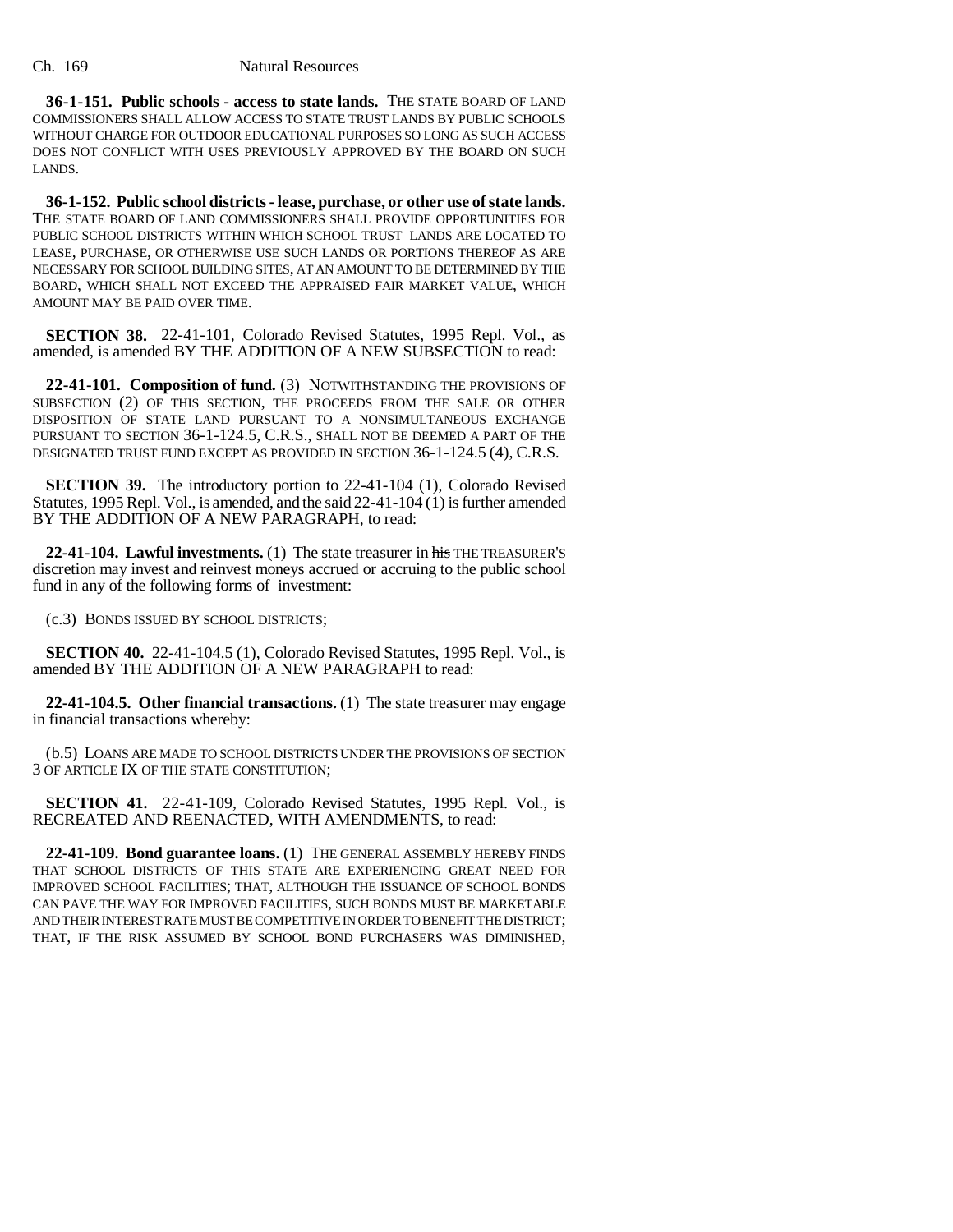**36-1-151. Public schools - access to state lands.** THE STATE BOARD OF LAND COMMISSIONERS SHALL ALLOW ACCESS TO STATE TRUST LANDS BY PUBLIC SCHOOLS WITHOUT CHARGE FOR OUTDOOR EDUCATIONAL PURPOSES SO LONG AS SUCH ACCESS DOES NOT CONFLICT WITH USES PREVIOUSLY APPROVED BY THE BOARD ON SUCH LANDS.

**36-1-152. Public school districts - lease, purchase, or other use of state lands.** THE STATE BOARD OF LAND COMMISSIONERS SHALL PROVIDE OPPORTUNITIES FOR PUBLIC SCHOOL DISTRICTS WITHIN WHICH SCHOOL TRUST LANDS ARE LOCATED TO LEASE, PURCHASE, OR OTHERWISE USE SUCH LANDS OR PORTIONS THEREOF AS ARE NECESSARY FOR SCHOOL BUILDING SITES, AT AN AMOUNT TO BE DETERMINED BY THE BOARD, WHICH SHALL NOT EXCEED THE APPRAISED FAIR MARKET VALUE, WHICH AMOUNT MAY BE PAID OVER TIME.

**SECTION 38.** 22-41-101, Colorado Revised Statutes, 1995 Repl. Vol., as amended, is amended BY THE ADDITION OF A NEW SUBSECTION to read:

**22-41-101. Composition of fund.** (3) NOTWITHSTANDING THE PROVISIONS OF SUBSECTION (2) OF THIS SECTION, THE PROCEEDS FROM THE SALE OR OTHER DISPOSITION OF STATE LAND PURSUANT TO A NONSIMULTANEOUS EXCHANGE PURSUANT TO SECTION 36-1-124.5, C.R.S., SHALL NOT BE DEEMED A PART OF THE DESIGNATED TRUST FUND EXCEPT AS PROVIDED IN SECTION 36-1-124.5 (4), C.R.S.

**SECTION 39.** The introductory portion to 22-41-104 (1), Colorado Revised Statutes, 1995 Repl. Vol., is amended, and the said 22-41-104 (1) is further amended BY THE ADDITION OF A NEW PARAGRAPH, to read:

**22-41-104. Lawful investments.** (1) The state treasurer in ~~his~~ THE TREASURER'S discretion may invest and reinvest moneys accrued or accruing to the public school fund in any of the following forms of investment:

(c.3) BONDS ISSUED BY SCHOOL DISTRICTS;

**SECTION 40.** 22-41-104.5 (1), Colorado Revised Statutes, 1995 Repl. Vol., is amended BY THE ADDITION OF A NEW PARAGRAPH to read:

**22-41-104.5. Other financial transactions.** (1) The state treasurer may engage in financial transactions whereby:

(b.5) LOANS ARE MADE TO SCHOOL DISTRICTS UNDER THE PROVISIONS OF SECTION 3 OF ARTICLE IX OF THE STATE CONSTITUTION;

**SECTION 41.** 22-41-109, Colorado Revised Statutes, 1995 Repl. Vol., is RECREATED AND REENACTED, WITH AMENDMENTS, to read:

**22-41-109. Bond guarantee loans.** (1) THE GENERAL ASSEMBLY HEREBY FINDS THAT SCHOOL DISTRICTS OF THIS STATE ARE EXPERIENCING GREAT NEED FOR IMPROVED SCHOOL FACILITIES; THAT, ALTHOUGH THE ISSUANCE OF SCHOOL BONDS CAN PAVE THE WAY FOR IMPROVED FACILITIES, SUCH BONDS MUST BE MARKETABLE AND THEIR INTEREST RATE MUST BE COMPETITIVE IN ORDER TO BENEFIT THE DISTRICT; THAT, IF THE RISK ASSUMED BY SCHOOL BOND PURCHASERS WAS DIMINISHED,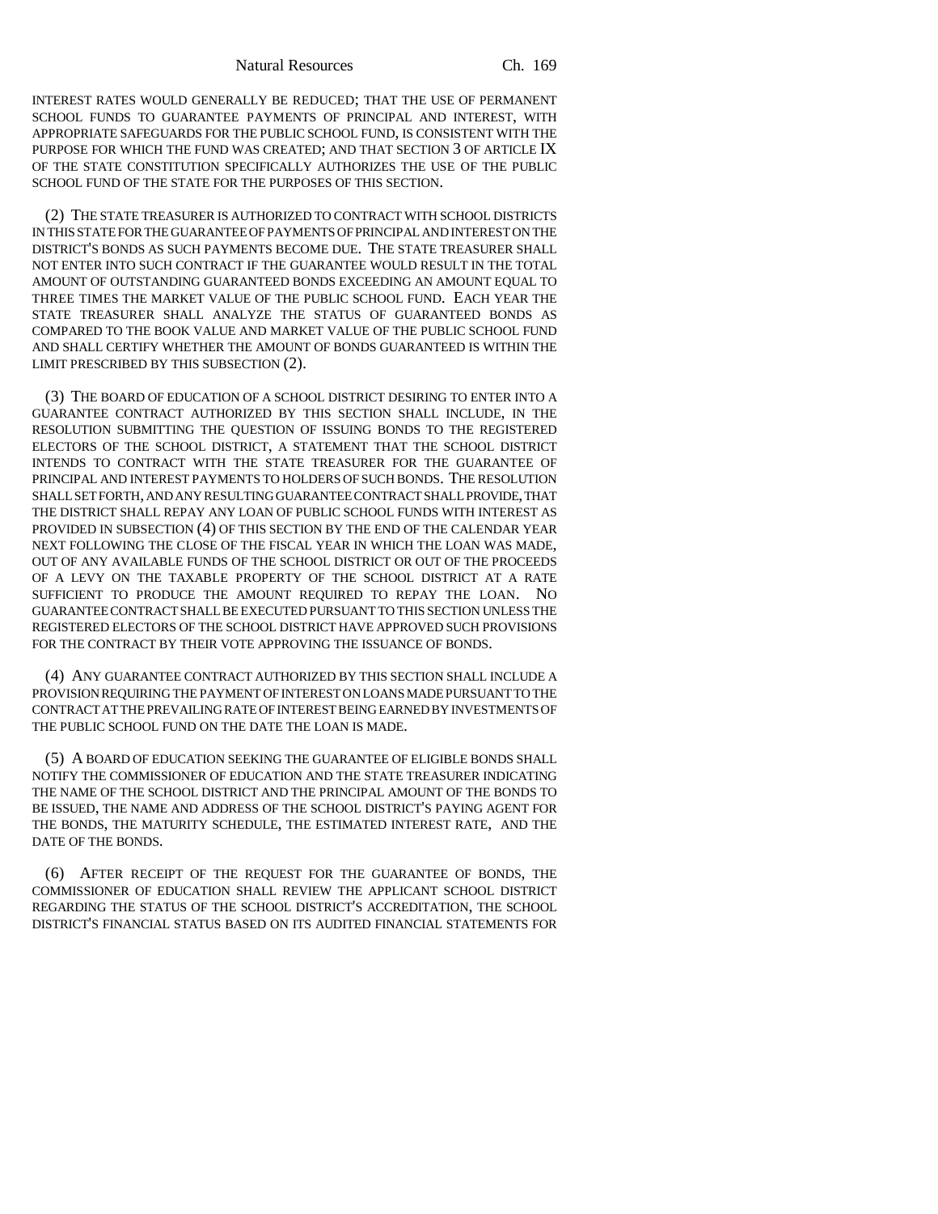INTEREST RATES WOULD GENERALLY BE REDUCED; THAT THE USE OF PERMANENT SCHOOL FUNDS TO GUARANTEE PAYMENTS OF PRINCIPAL AND INTEREST, WITH APPROPRIATE SAFEGUARDS FOR THE PUBLIC SCHOOL FUND, IS CONSISTENT WITH THE PURPOSE FOR WHICH THE FUND WAS CREATED; AND THAT SECTION 3 OF ARTICLE IX OF THE STATE CONSTITUTION SPECIFICALLY AUTHORIZES THE USE OF THE PUBLIC SCHOOL FUND OF THE STATE FOR THE PURPOSES OF THIS SECTION.

(2) THE STATE TREASURER IS AUTHORIZED TO CONTRACT WITH SCHOOL DISTRICTS IN THIS STATE FOR THE GUARANTEE OF PAYMENTS OF PRINCIPAL AND INTEREST ON THE DISTRICT'S BONDS AS SUCH PAYMENTS BECOME DUE. THE STATE TREASURER SHALL NOT ENTER INTO SUCH CONTRACT IF THE GUARANTEE WOULD RESULT IN THE TOTAL AMOUNT OF OUTSTANDING GUARANTEED BONDS EXCEEDING AN AMOUNT EQUAL TO THREE TIMES THE MARKET VALUE OF THE PUBLIC SCHOOL FUND. EACH YEAR THE STATE TREASURER SHALL ANALYZE THE STATUS OF GUARANTEED BONDS AS COMPARED TO THE BOOK VALUE AND MARKET VALUE OF THE PUBLIC SCHOOL FUND AND SHALL CERTIFY WHETHER THE AMOUNT OF BONDS GUARANTEED IS WITHIN THE LIMIT PRESCRIBED BY THIS SUBSECTION (2).

(3) THE BOARD OF EDUCATION OF A SCHOOL DISTRICT DESIRING TO ENTER INTO A GUARANTEE CONTRACT AUTHORIZED BY THIS SECTION SHALL INCLUDE, IN THE RESOLUTION SUBMITTING THE QUESTION OF ISSUING BONDS TO THE REGISTERED ELECTORS OF THE SCHOOL DISTRICT, A STATEMENT THAT THE SCHOOL DISTRICT INTENDS TO CONTRACT WITH THE STATE TREASURER FOR THE GUARANTEE OF PRINCIPAL AND INTEREST PAYMENTS TO HOLDERS OF SUCH BONDS. THE RESOLUTION SHALL SET FORTH, AND ANY RESULTING GUARANTEE CONTRACT SHALL PROVIDE, THAT THE DISTRICT SHALL REPAY ANY LOAN OF PUBLIC SCHOOL FUNDS WITH INTEREST AS PROVIDED IN SUBSECTION (4) OF THIS SECTION BY THE END OF THE CALENDAR YEAR NEXT FOLLOWING THE CLOSE OF THE FISCAL YEAR IN WHICH THE LOAN WAS MADE, OUT OF ANY AVAILABLE FUNDS OF THE SCHOOL DISTRICT OR OUT OF THE PROCEEDS OF A LEVY ON THE TAXABLE PROPERTY OF THE SCHOOL DISTRICT AT A RATE SUFFICIENT TO PRODUCE THE AMOUNT REQUIRED TO REPAY THE LOAN. NO GUARANTEE CONTRACT SHALL BE EXECUTED PURSUANT TO THIS SECTION UNLESS THE REGISTERED ELECTORS OF THE SCHOOL DISTRICT HAVE APPROVED SUCH PROVISIONS FOR THE CONTRACT BY THEIR VOTE APPROVING THE ISSUANCE OF BONDS.

(4) ANY GUARANTEE CONTRACT AUTHORIZED BY THIS SECTION SHALL INCLUDE A PROVISION REQUIRING THE PAYMENT OF INTEREST ON LOANS MADE PURSUANT TO THE CONTRACT AT THE PREVAILING RATE OF INTEREST BEING EARNED BY INVESTMENTS OF THE PUBLIC SCHOOL FUND ON THE DATE THE LOAN IS MADE.

(5) A BOARD OF EDUCATION SEEKING THE GUARANTEE OF ELIGIBLE BONDS SHALL NOTIFY THE COMMISSIONER OF EDUCATION AND THE STATE TREASURER INDICATING THE NAME OF THE SCHOOL DISTRICT AND THE PRINCIPAL AMOUNT OF THE BONDS TO BE ISSUED, THE NAME AND ADDRESS OF THE SCHOOL DISTRICT'S PAYING AGENT FOR THE BONDS, THE MATURITY SCHEDULE, THE ESTIMATED INTEREST RATE, AND THE DATE OF THE BONDS.

(6) AFTER RECEIPT OF THE REQUEST FOR THE GUARANTEE OF BONDS, THE COMMISSIONER OF EDUCATION SHALL REVIEW THE APPLICANT SCHOOL DISTRICT REGARDING THE STATUS OF THE SCHOOL DISTRICT'S ACCREDITATION, THE SCHOOL DISTRICT'S FINANCIAL STATUS BASED ON ITS AUDITED FINANCIAL STATEMENTS FOR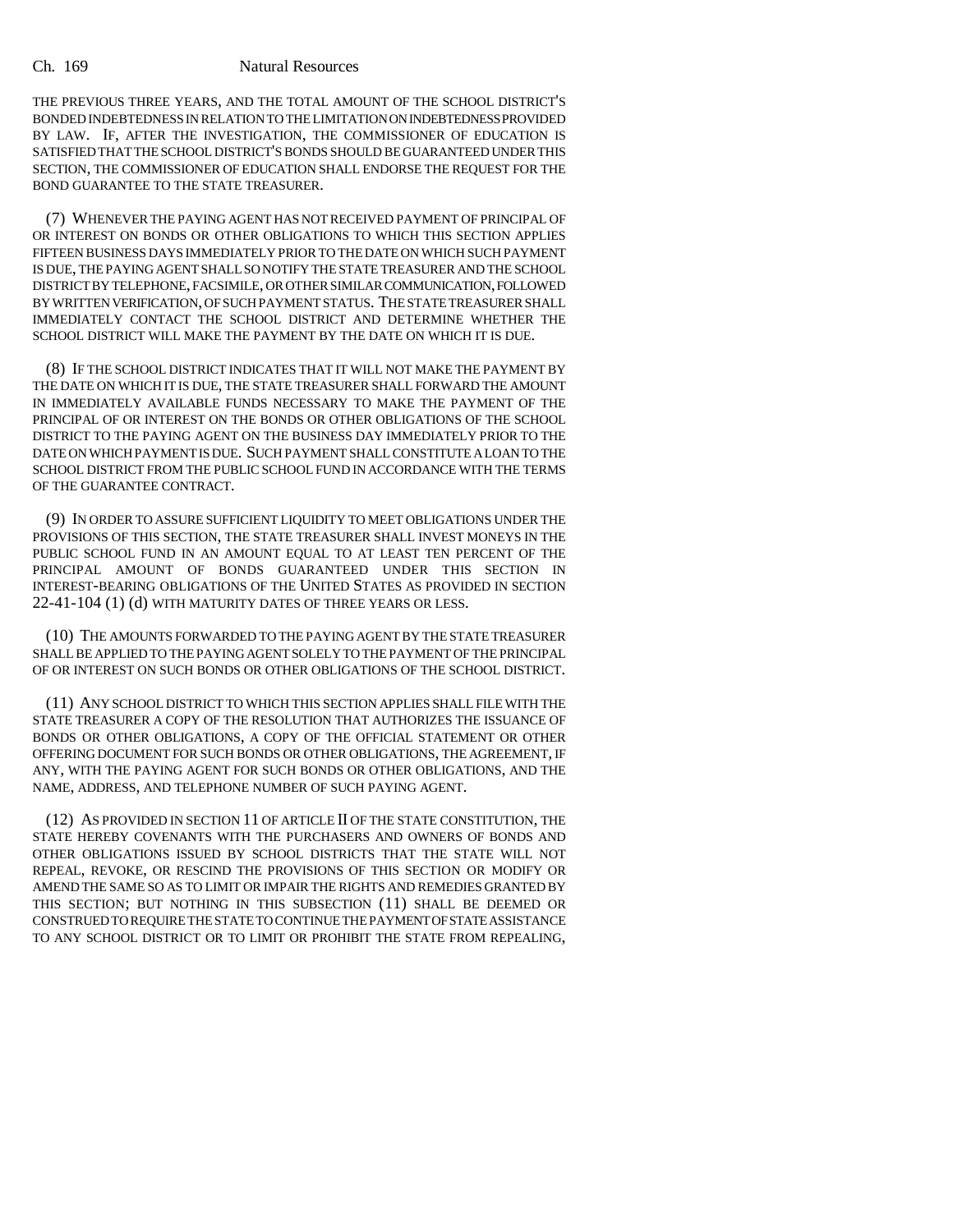THE PREVIOUS THREE YEARS, AND THE TOTAL AMOUNT OF THE SCHOOL DISTRICT'S BONDED INDEBTEDNESS IN RELATION TO THE LIMITATION ON INDEBTEDNESS PROVIDED BY LAW. IF, AFTER THE INVESTIGATION, THE COMMISSIONER OF EDUCATION IS SATISFIED THAT THE SCHOOL DISTRICT'S BONDS SHOULD BE GUARANTEED UNDER THIS SECTION, THE COMMISSIONER OF EDUCATION SHALL ENDORSE THE REQUEST FOR THE BOND GUARANTEE TO THE STATE TREASURER.

(7) WHENEVER THE PAYING AGENT HAS NOT RECEIVED PAYMENT OF PRINCIPAL OF OR INTEREST ON BONDS OR OTHER OBLIGATIONS TO WHICH THIS SECTION APPLIES FIFTEEN BUSINESS DAYS IMMEDIATELY PRIOR TO THE DATE ON WHICH SUCH PAYMENT IS DUE, THE PAYING AGENT SHALL SO NOTIFY THE STATE TREASURER AND THE SCHOOL DISTRICT BY TELEPHONE, FACSIMILE, OR OTHER SIMILAR COMMUNICATION, FOLLOWED BY WRITTEN VERIFICATION, OF SUCH PAYMENT STATUS. THE STATE TREASURER SHALL IMMEDIATELY CONTACT THE SCHOOL DISTRICT AND DETERMINE WHETHER THE SCHOOL DISTRICT WILL MAKE THE PAYMENT BY THE DATE ON WHICH IT IS DUE.

(8) IF THE SCHOOL DISTRICT INDICATES THAT IT WILL NOT MAKE THE PAYMENT BY THE DATE ON WHICH IT IS DUE, THE STATE TREASURER SHALL FORWARD THE AMOUNT IN IMMEDIATELY AVAILABLE FUNDS NECESSARY TO MAKE THE PAYMENT OF THE PRINCIPAL OF OR INTEREST ON THE BONDS OR OTHER OBLIGATIONS OF THE SCHOOL DISTRICT TO THE PAYING AGENT ON THE BUSINESS DAY IMMEDIATELY PRIOR TO THE DATE ON WHICH PAYMENT IS DUE. SUCH PAYMENT SHALL CONSTITUTE A LOAN TO THE SCHOOL DISTRICT FROM THE PUBLIC SCHOOL FUND IN ACCORDANCE WITH THE TERMS OF THE GUARANTEE CONTRACT.

(9) IN ORDER TO ASSURE SUFFICIENT LIQUIDITY TO MEET OBLIGATIONS UNDER THE PROVISIONS OF THIS SECTION, THE STATE TREASURER SHALL INVEST MONEYS IN THE PUBLIC SCHOOL FUND IN AN AMOUNT EQUAL TO AT LEAST TEN PERCENT OF THE PRINCIPAL AMOUNT OF BONDS GUARANTEED UNDER THIS SECTION IN INTEREST-BEARING OBLIGATIONS OF THE UNITED STATES AS PROVIDED IN SECTION 22-41-104 (1) (d) WITH MATURITY DATES OF THREE YEARS OR LESS.

(10) THE AMOUNTS FORWARDED TO THE PAYING AGENT BY THE STATE TREASURER SHALL BE APPLIED TO THE PAYING AGENT SOLELY TO THE PAYMENT OF THE PRINCIPAL OF OR INTEREST ON SUCH BONDS OR OTHER OBLIGATIONS OF THE SCHOOL DISTRICT.

(11) ANY SCHOOL DISTRICT TO WHICH THIS SECTION APPLIES SHALL FILE WITH THE STATE TREASURER A COPY OF THE RESOLUTION THAT AUTHORIZES THE ISSUANCE OF BONDS OR OTHER OBLIGATIONS, A COPY OF THE OFFICIAL STATEMENT OR OTHER OFFERING DOCUMENT FOR SUCH BONDS OR OTHER OBLIGATIONS, THE AGREEMENT, IF ANY, WITH THE PAYING AGENT FOR SUCH BONDS OR OTHER OBLIGATIONS, AND THE NAME, ADDRESS, AND TELEPHONE NUMBER OF SUCH PAYING AGENT.

(12) AS PROVIDED IN SECTION 11 OF ARTICLE II OF THE STATE CONSTITUTION, THE STATE HEREBY COVENANTS WITH THE PURCHASERS AND OWNERS OF BONDS AND OTHER OBLIGATIONS ISSUED BY SCHOOL DISTRICTS THAT THE STATE WILL NOT REPEAL, REVOKE, OR RESCIND THE PROVISIONS OF THIS SECTION OR MODIFY OR AMEND THE SAME SO AS TO LIMIT OR IMPAIR THE RIGHTS AND REMEDIES GRANTED BY THIS SECTION; BUT NOTHING IN THIS SUBSECTION (11) SHALL BE DEEMED OR CONSTRUED TO REQUIRE THE STATE TO CONTINUE THE PAYMENT OF STATE ASSISTANCE TO ANY SCHOOL DISTRICT OR TO LIMIT OR PROHIBIT THE STATE FROM REPEALING,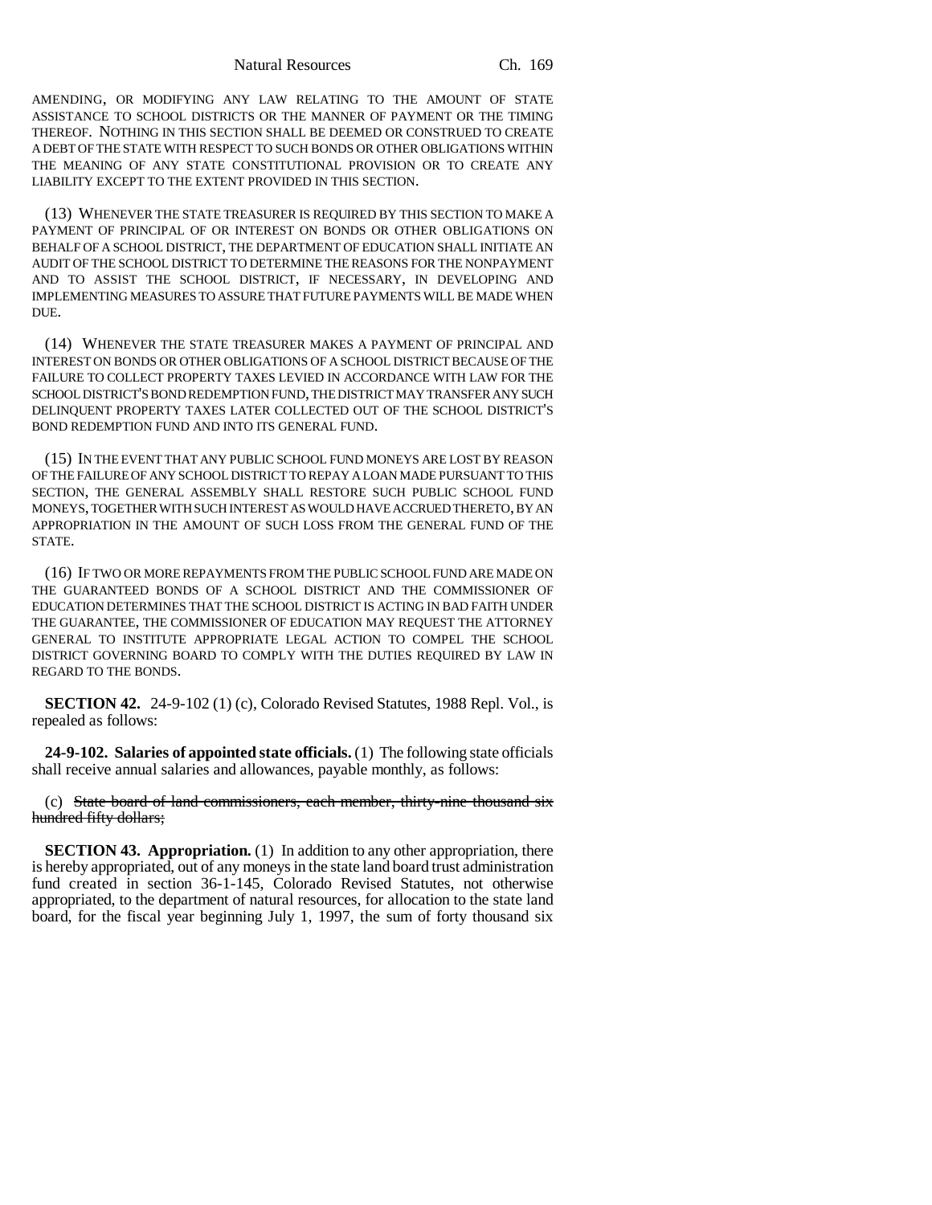AMENDING, OR MODIFYING ANY LAW RELATING TO THE AMOUNT OF STATE ASSISTANCE TO SCHOOL DISTRICTS OR THE MANNER OF PAYMENT OR THE TIMING THEREOF. NOTHING IN THIS SECTION SHALL BE DEEMED OR CONSTRUED TO CREATE A DEBT OF THE STATE WITH RESPECT TO SUCH BONDS OR OTHER OBLIGATIONS WITHIN THE MEANING OF ANY STATE CONSTITUTIONAL PROVISION OR TO CREATE ANY LIABILITY EXCEPT TO THE EXTENT PROVIDED IN THIS SECTION.

(13) WHENEVER THE STATE TREASURER IS REQUIRED BY THIS SECTION TO MAKE A PAYMENT OF PRINCIPAL OF OR INTEREST ON BONDS OR OTHER OBLIGATIONS ON BEHALF OF A SCHOOL DISTRICT, THE DEPARTMENT OF EDUCATION SHALL INITIATE AN AUDIT OF THE SCHOOL DISTRICT TO DETERMINE THE REASONS FOR THE NONPAYMENT AND TO ASSIST THE SCHOOL DISTRICT, IF NECESSARY, IN DEVELOPING AND IMPLEMENTING MEASURES TO ASSURE THAT FUTURE PAYMENTS WILL BE MADE WHEN DUE.

(14) WHENEVER THE STATE TREASURER MAKES A PAYMENT OF PRINCIPAL AND INTEREST ON BONDS OR OTHER OBLIGATIONS OF A SCHOOL DISTRICT BECAUSE OF THE FAILURE TO COLLECT PROPERTY TAXES LEVIED IN ACCORDANCE WITH LAW FOR THE SCHOOL DISTRICT'S BOND REDEMPTION FUND, THE DISTRICT MAY TRANSFER ANY SUCH DELINQUENT PROPERTY TAXES LATER COLLECTED OUT OF THE SCHOOL DISTRICT'S BOND REDEMPTION FUND AND INTO ITS GENERAL FUND.

(15) IN THE EVENT THAT ANY PUBLIC SCHOOL FUND MONEYS ARE LOST BY REASON OF THE FAILURE OF ANY SCHOOL DISTRICT TO REPAY A LOAN MADE PURSUANT TO THIS SECTION, THE GENERAL ASSEMBLY SHALL RESTORE SUCH PUBLIC SCHOOL FUND MONEYS, TOGETHER WITH SUCH INTEREST AS WOULD HAVE ACCRUED THERETO, BY AN APPROPRIATION IN THE AMOUNT OF SUCH LOSS FROM THE GENERAL FUND OF THE STATE.

(16) IF TWO OR MORE REPAYMENTS FROM THE PUBLIC SCHOOL FUND ARE MADE ON THE GUARANTEED BONDS OF A SCHOOL DISTRICT AND THE COMMISSIONER OF EDUCATION DETERMINES THAT THE SCHOOL DISTRICT IS ACTING IN BAD FAITH UNDER THE GUARANTEE, THE COMMISSIONER OF EDUCATION MAY REQUEST THE ATTORNEY GENERAL TO INSTITUTE APPROPRIATE LEGAL ACTION TO COMPEL THE SCHOOL DISTRICT GOVERNING BOARD TO COMPLY WITH THE DUTIES REQUIRED BY LAW IN REGARD TO THE BONDS.

**SECTION 42.** 24-9-102 (1) (c), Colorado Revised Statutes, 1988 Repl. Vol., is repealed as follows:

**24-9-102. Salaries of appointed state officials.** (1) The following state officials shall receive annual salaries and allowances, payable monthly, as follows:

(c) ~~State board of land commissioners, each member, thirty-nine thousand six hundred fifty dollars;~~

**SECTION 43. Appropriation.** (1) In addition to any other appropriation, there is hereby appropriated, out of any moneys in the state land board trust administration fund created in section 36-1-145, Colorado Revised Statutes, not otherwise appropriated, to the department of natural resources, for allocation to the state land board, for the fiscal year beginning July 1, 1997, the sum of forty thousand six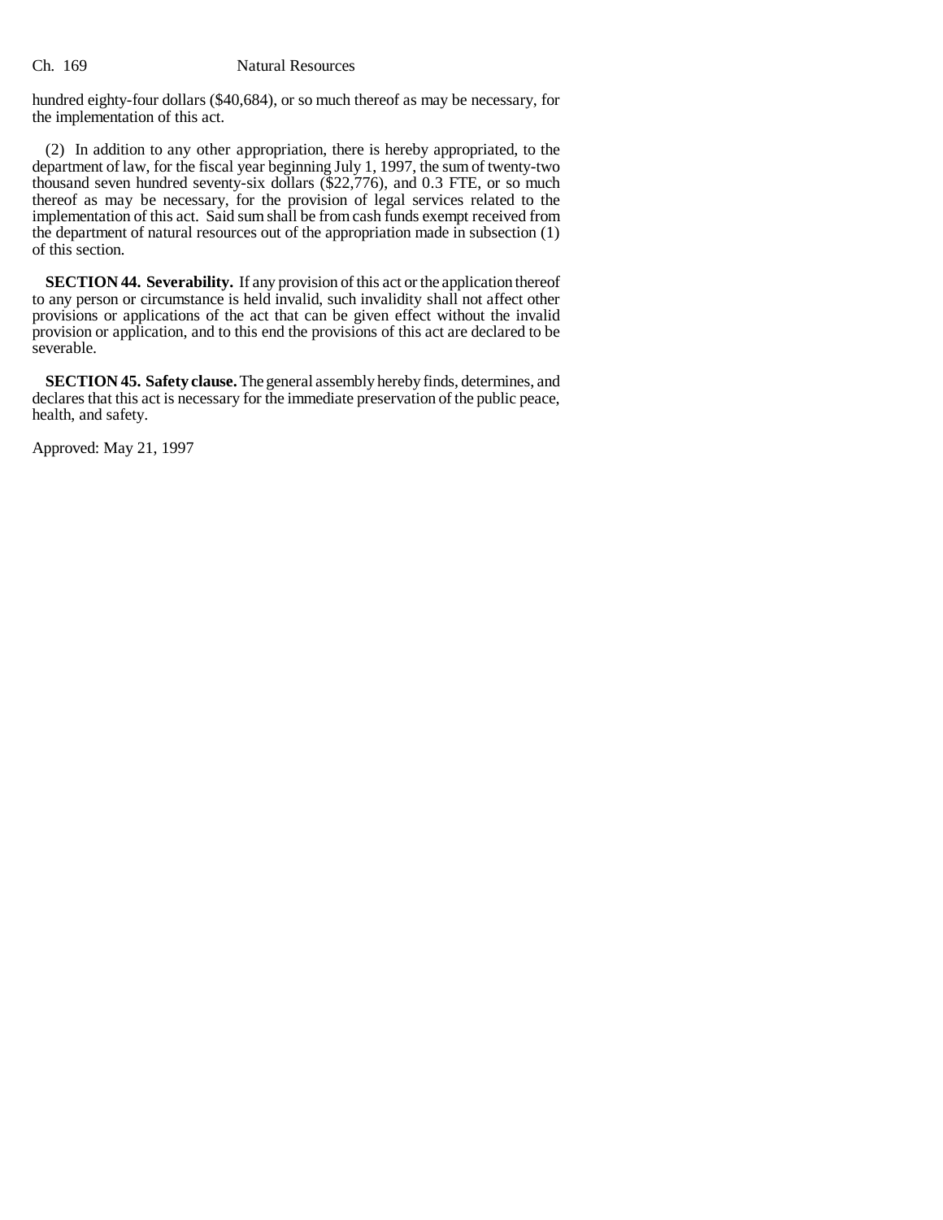hundred eighty-four dollars ($40,684), or so much thereof as may be necessary, for the implementation of this act.

(2) In addition to any other appropriation, there is hereby appropriated, to the department of law, for the fiscal year beginning July 1, 1997, the sum of twenty-two thousand seven hundred seventy-six dollars ($22,776), and 0.3 FTE, or so much thereof as may be necessary, for the provision of legal services related to the implementation of this act. Said sum shall be from cash funds exempt received from the department of natural resources out of the appropriation made in subsection (1) of this section.

**SECTION 44. Severability.** If any provision of this act or the application thereof to any person or circumstance is held invalid, such invalidity shall not affect other provisions or applications of the act that can be given effect without the invalid provision or application, and to this end the provisions of this act are declared to be severable.

**SECTION 45. Safety clause.** The general assembly hereby finds, determines, and declares that this act is necessary for the immediate preservation of the public peace, health, and safety.

Approved: May 21, 1997